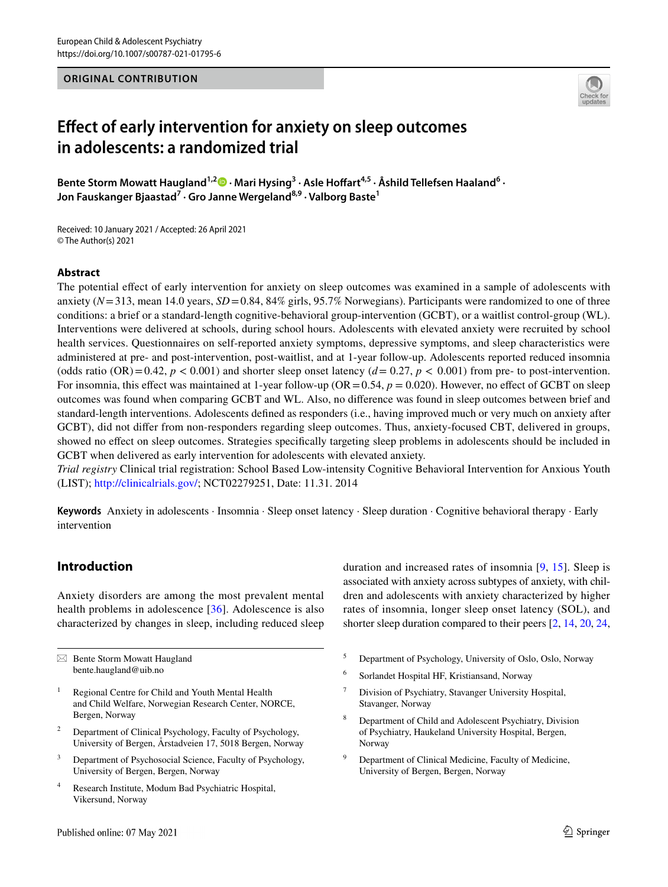ORIGINAL CONTRIBUTION

# Effect of early intervention for anxiety on sleep outcomes in adolescents: a randomized trial

**Bente Storm Mowatt Haugland[1,2] · Mari Hysing[3] · Asle Hoffart[4,5] · Åshild Tellefsen Haaland[6] · Jon Fauskanger Bjaastad[7] · Gro Janne Wergeland[8,9] · Valborg Baste[1]**

Received: 10 January 2021 / Accepted: 26 April 2021
© The Author(s) 2021

## Abstract

The potential effect of early intervention for anxiety on sleep outcomes was examined in a sample of adolescents with anxiety ($N = 313$, mean 14.0 years, $SD = 0.84$, 84% girls, 95.7% Norwegians). Participants were randomized to one of three conditions: a brief or a standard-length cognitive-behavioral group-intervention (GCBT), or a waitlist control-group (WL). Interventions were delivered at schools, during school hours. Adolescents with elevated anxiety were recruited by school health services. Questionnaires on self-reported anxiety symptoms, depressive symptoms, and sleep characteristics were administered at pre- and post-intervention, post-waitlist, and at 1-year follow-up. Adolescents reported reduced insomnia (odds ratio (OR) = 0.42, $p < 0.001$) and shorter sleep onset latency ($d = 0.27$, $p < 0.001$) from pre- to post-intervention. For insomnia, this effect was maintained at 1-year follow-up (OR = 0.54, $p = 0.020$). However, no effect of GCBT on sleep outcomes was found when comparing GCBT and WL. Also, no difference was found in sleep outcomes between brief and standard-length interventions. Adolescents defined as responders (i.e., having improved much or very much on anxiety after GCBT), did not differ from non-responders regarding sleep outcomes. Thus, anxiety-focused CBT, delivered in groups, showed no effect on sleep outcomes. Strategies specifically targeting sleep problems in adolescents should be included in GCBT when delivered as early intervention for adolescents with elevated anxiety.

*Trial registry* Clinical trial registration: School Based Low-intensity Cognitive Behavioral Intervention for Anxious Youth (LIST); http://clinicalrials.gov/; NCT02279251, Date: 11.31. 2014

**Keywords** Anxiety in adolescents · Insomnia · Sleep onset latency · Sleep duration · Cognitive behavioral therapy · Early intervention

## Introduction

Anxiety disorders are among the most prevalent mental health problems in adolescence [36]. Adolescence is also characterized by changes in sleep, including reduced sleep duration and increased rates of insomnia [9, 15]. Sleep is associated with anxiety across subtypes of anxiety, with children and adolescents with anxiety characterized by higher rates of insomnia, longer sleep onset latency (SOL), and shorter sleep duration compared to their peers [2, 14, 20, 24,

✉ Bente Storm Mowatt Haugland
bente.haugland@uib.no

1 Regional Centre for Child and Youth Mental Health and Child Welfare, Norwegian Research Center, NORCE, Bergen, Norway

2 Department of Clinical Psychology, Faculty of Psychology, University of Bergen, Årstadveien 17, 5018 Bergen, Norway

3 Department of Psychosocial Science, Faculty of Psychology, University of Bergen, Bergen, Norway

4 Research Institute, Modum Bad Psychiatric Hospital, Vikersund, Norway

5 Department of Psychology, University of Oslo, Oslo, Norway

6 Sorlandet Hospital HF, Kristiansand, Norway

7 Division of Psychiatry, Stavanger University Hospital, Stavanger, Norway

8 Department of Child and Adolescent Psychiatry, Division of Psychiatry, Haukeland University Hospital, Bergen, Norway

9 Department of Clinical Medicine, Faculty of Medicine, University of Bergen, Bergen, Norway

Published online: 07 May 2021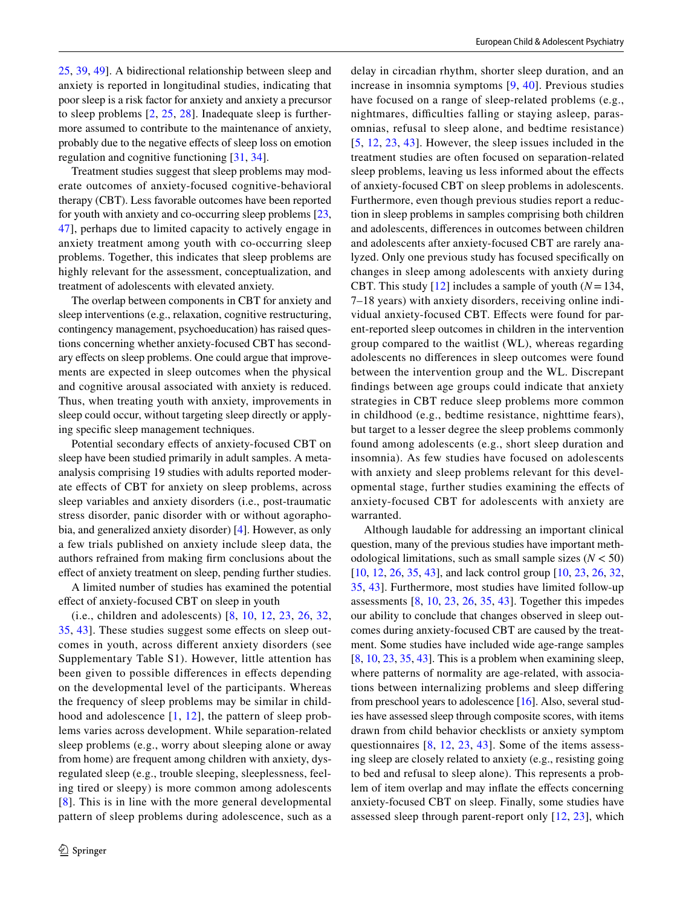25, 39, 49]. A bidirectional relationship between sleep and anxiety is reported in longitudinal studies, indicating that poor sleep is a risk factor for anxiety and anxiety a precursor to sleep problems [2, 25, 28]. Inadequate sleep is furthermore assumed to contribute to the maintenance of anxiety, probably due to the negative effects of sleep loss on emotion regulation and cognitive functioning [31, 34].

Treatment studies suggest that sleep problems may moderate outcomes of anxiety-focused cognitive-behavioral therapy (CBT). Less favorable outcomes have been reported for youth with anxiety and co-occurring sleep problems [23, 47], perhaps due to limited capacity to actively engage in anxiety treatment among youth with co-occurring sleep problems. Together, this indicates that sleep problems are highly relevant for the assessment, conceptualization, and treatment of adolescents with elevated anxiety.

The overlap between components in CBT for anxiety and sleep interventions (e.g., relaxation, cognitive restructuring, contingency management, psychoeducation) has raised questions concerning whether anxiety-focused CBT has secondary effects on sleep problems. One could argue that improvements are expected in sleep outcomes when the physical and cognitive arousal associated with anxiety is reduced. Thus, when treating youth with anxiety, improvements in sleep could occur, without targeting sleep directly or applying specific sleep management techniques.

Potential secondary effects of anxiety-focused CBT on sleep have been studied primarily in adult samples. A meta-analysis comprising 19 studies with adults reported moderate effects of CBT for anxiety on sleep problems, across sleep variables and anxiety disorders (i.e., post-traumatic stress disorder, panic disorder with or without agoraphobia, and generalized anxiety disorder) [4]. However, as only a few trials published on anxiety include sleep data, the authors refrained from making firm conclusions about the effect of anxiety treatment on sleep, pending further studies.

A limited number of studies has examined the potential effect of anxiety-focused CBT on sleep in youth (i.e., children and adolescents) [8, 10, 12, 23, 26, 32, 35, 43]. These studies suggest some effects on sleep outcomes in youth, across different anxiety disorders (see Supplementary Table S1). However, little attention has been given to possible differences in effects depending on the developmental level of the participants. Whereas the frequency of sleep problems may be similar in childhood and adolescence [1, 12], the pattern of sleep problems varies across development. While separation-related sleep problems (e.g., worry about sleeping alone or away from home) are frequent among children with anxiety, dysregulated sleep (e.g., trouble sleeping, sleeplessness, feeling tired or sleepy) is more common among adolescents [8]. This is in line with the more general developmental pattern of sleep problems during adolescence, such as a delay in circadian rhythm, shorter sleep duration, and an increase in insomnia symptoms [9, 40]. Previous studies have focused on a range of sleep-related problems (e.g., nightmares, difficulties falling or staying asleep, parasomnias, refusal to sleep alone, and bedtime resistance) [5, 12, 23, 43]. However, the sleep issues included in the treatment studies are often focused on separation-related sleep problems, leaving us less informed about the effects of anxiety-focused CBT on sleep problems in adolescents. Furthermore, even though previous studies report a reduction in sleep problems in samples comprising both children and adolescents, differences in outcomes between children and adolescents after anxiety-focused CBT are rarely analyzed. Only one previous study has focused specifically on changes in sleep among adolescents with anxiety during CBT. This study [12] includes a sample of youth ($N = 134$, 7–18 years) with anxiety disorders, receiving online individual anxiety-focused CBT. Effects were found for parent-reported sleep outcomes in children in the intervention group compared to the waitlist (WL), whereas regarding adolescents no differences in sleep outcomes were found between the intervention group and the WL. Discrepant findings between age groups could indicate that anxiety strategies in CBT reduce sleep problems more common in childhood (e.g., bedtime resistance, nighttime fears), but target to a lesser degree the sleep problems commonly found among adolescents (e.g., short sleep duration and insomnia). As few studies have focused on adolescents with anxiety and sleep problems relevant for this developmental stage, further studies examining the effects of anxiety-focused CBT for adolescents with anxiety are warranted.

Although laudable for addressing an important clinical question, many of the previous studies have important methodological limitations, such as small sample sizes ($N < 50$) [10, 12, 26, 35, 43], and lack control group [10, 23, 26, 32, 35, 43]. Furthermore, most studies have limited follow-up assessments [8, 10, 23, 26, 35, 43]. Together this impedes our ability to conclude that changes observed in sleep outcomes during anxiety-focused CBT are caused by the treatment. Some studies have included wide age-range samples [8, 10, 23, 35, 43]. This is a problem when examining sleep, where patterns of normality are age-related, with associations between internalizing problems and sleep differing from preschool years to adolescence [16]. Also, several studies have assessed sleep through composite scores, with items drawn from child behavior checklists or anxiety symptom questionnaires [8, 12, 23, 43]. Some of the items assessing sleep are closely related to anxiety (e.g., resisting going to bed and refusal to sleep alone). This represents a problem of item overlap and may inflate the effects concerning anxiety-focused CBT on sleep. Finally, some studies have assessed sleep through parent-report only [12, 23], which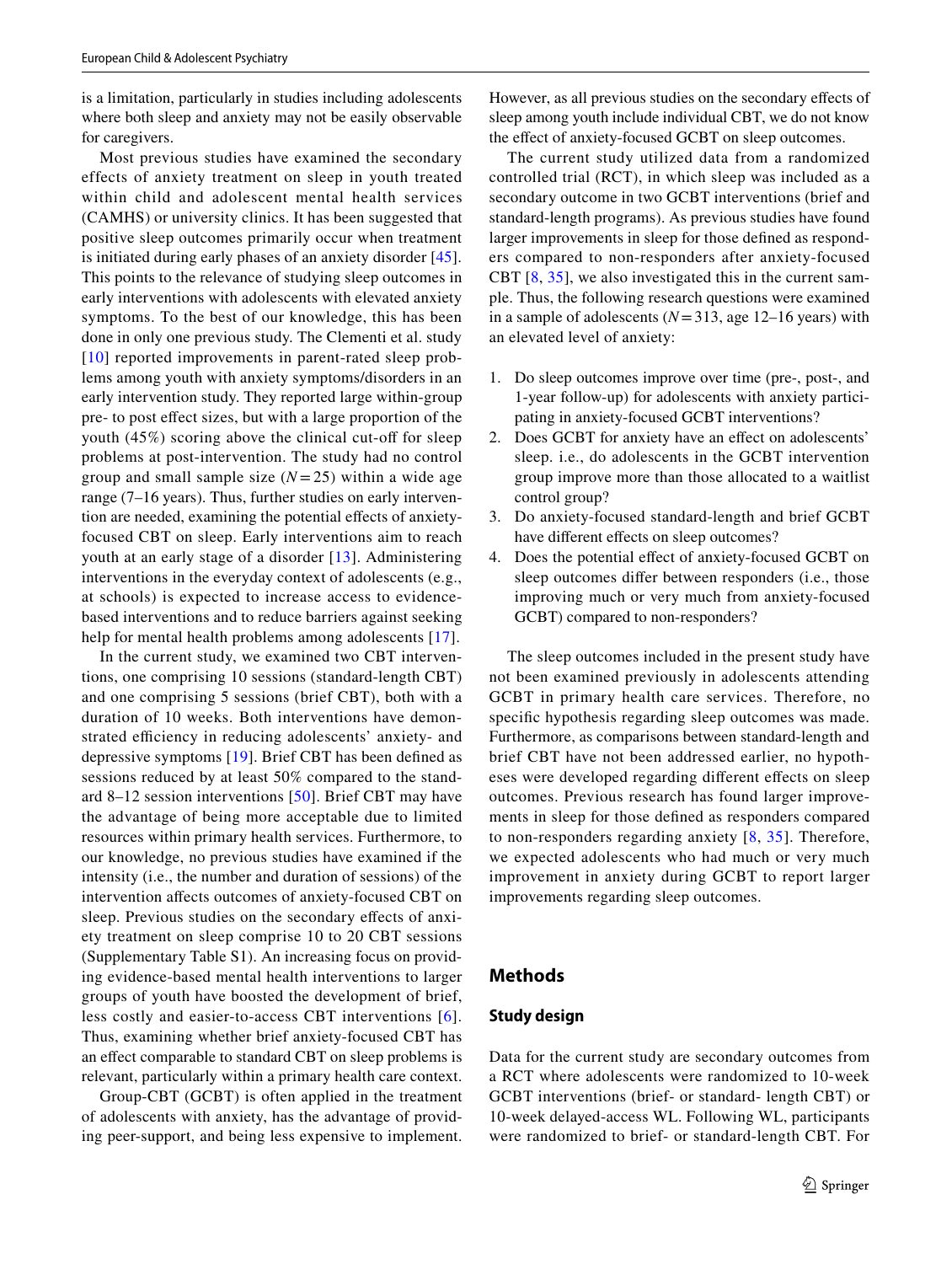is a limitation, particularly in studies including adolescents where both sleep and anxiety may not be easily observable for caregivers.

Most previous studies have examined the secondary effects of anxiety treatment on sleep in youth treated within child and adolescent mental health services (CAMHS) or university clinics. It has been suggested that positive sleep outcomes primarily occur when treatment is initiated during early phases of an anxiety disorder [45]. This points to the relevance of studying sleep outcomes in early interventions with adolescents with elevated anxiety symptoms. To the best of our knowledge, this has been done in only one previous study. The Clementi et al. study [10] reported improvements in parent-rated sleep problems among youth with anxiety symptoms/disorders in an early intervention study. They reported large within-group pre- to post effect sizes, but with a large proportion of the youth (45%) scoring above the clinical cut-off for sleep problems at post-intervention. The study had no control group and small sample size ($N = 25$) within a wide age range (7–16 years). Thus, further studies on early intervention are needed, examining the potential effects of anxiety-focused CBT on sleep. Early interventions aim to reach youth at an early stage of a disorder [13]. Administering interventions in the everyday context of adolescents (e.g., at schools) is expected to increase access to evidence-based interventions and to reduce barriers against seeking help for mental health problems among adolescents [17].

In the current study, we examined two CBT interventions, one comprising 10 sessions (standard-length CBT) and one comprising 5 sessions (brief CBT), both with a duration of 10 weeks. Both interventions have demonstrated efficiency in reducing adolescents' anxiety- and depressive symptoms [19]. Brief CBT has been defined as sessions reduced by at least 50% compared to the standard 8–12 session interventions [50]. Brief CBT may have the advantage of being more acceptable due to limited resources within primary health services. Furthermore, to our knowledge, no previous studies have examined if the intensity (i.e., the number and duration of sessions) of the intervention affects outcomes of anxiety-focused CBT on sleep. Previous studies on the secondary effects of anxiety treatment on sleep comprise 10 to 20 CBT sessions (Supplementary Table S1). An increasing focus on providing evidence-based mental health interventions to larger groups of youth have boosted the development of brief, less costly and easier-to-access CBT interventions [6]. Thus, examining whether brief anxiety-focused CBT has an effect comparable to standard CBT on sleep problems is relevant, particularly within a primary health care context.

Group-CBT (GCBT) is often applied in the treatment of adolescents with anxiety, has the advantage of providing peer-support, and being less expensive to implement. However, as all previous studies on the secondary effects of sleep among youth include individual CBT, we do not know the effect of anxiety-focused GCBT on sleep outcomes.

The current study utilized data from a randomized controlled trial (RCT), in which sleep was included as a secondary outcome in two GCBT interventions (brief and standard-length programs). As previous studies have found larger improvements in sleep for those defined as responders compared to non-responders after anxiety-focused CBT [8, 35], we also investigated this in the current sample. Thus, the following research questions were examined in a sample of adolescents ($N = 313$, age 12–16 years) with an elevated level of anxiety:

1. Do sleep outcomes improve over time (pre-, post-, and 1-year follow-up) for adolescents with anxiety participating in anxiety-focused GCBT interventions?
2. Does GCBT for anxiety have an effect on adolescents' sleep. i.e., do adolescents in the GCBT intervention group improve more than those allocated to a waitlist control group?
3. Do anxiety-focused standard-length and brief GCBT have different effects on sleep outcomes?
4. Does the potential effect of anxiety-focused GCBT on sleep outcomes differ between responders (i.e., those improving much or very much from anxiety-focused GCBT) compared to non-responders?

The sleep outcomes included in the present study have not been examined previously in adolescents attending GCBT in primary health care services. Therefore, no specific hypothesis regarding sleep outcomes was made. Furthermore, as comparisons between standard-length and brief CBT have not been addressed earlier, no hypotheses were developed regarding different effects on sleep outcomes. Previous research has found larger improvements in sleep for those defined as responders compared to non-responders regarding anxiety [8, 35]. Therefore, we expected adolescents who had much or very much improvement in anxiety during GCBT to report larger improvements regarding sleep outcomes.

## Methods

### Study design

Data for the current study are secondary outcomes from a RCT where adolescents were randomized to 10-week GCBT interventions (brief- or standard- length CBT) or 10-week delayed-access WL. Following WL, participants were randomized to brief- or standard-length CBT. For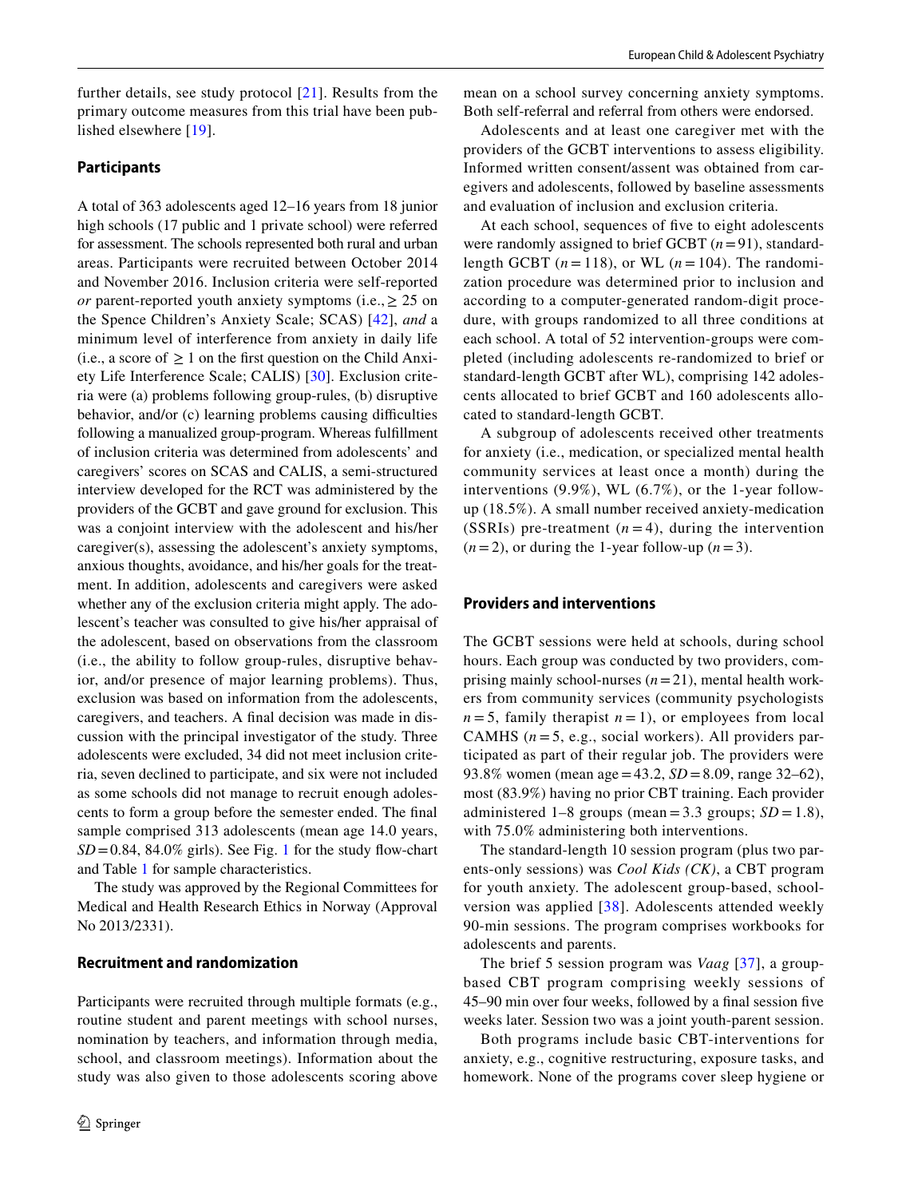further details, see study protocol [21]. Results from the primary outcome measures from this trial have been published elsewhere [19].

## Participants

A total of 363 adolescents aged 12–16 years from 18 junior high schools (17 public and 1 private school) were referred for assessment. The schools represented both rural and urban areas. Participants were recruited between October 2014 and November 2016. Inclusion criteria were self-reported *or* parent-reported youth anxiety symptoms (i.e., ≥ 25 on the Spence Children's Anxiety Scale; SCAS) [42], *and* a minimum level of interference from anxiety in daily life (i.e., a score of ≥ 1 on the first question on the Child Anxiety Life Interference Scale; CALIS) [30]. Exclusion criteria were (a) problems following group-rules, (b) disruptive behavior, and/or (c) learning problems causing difficulties following a manualized group-program. Whereas fulfillment of inclusion criteria was determined from adolescents' and caregivers' scores on SCAS and CALIS, a semi-structured interview developed for the RCT was administered by the providers of the GCBT and gave ground for exclusion. This was a conjoint interview with the adolescent and his/her caregiver(s), assessing the adolescent's anxiety symptoms, anxious thoughts, avoidance, and his/her goals for the treatment. In addition, adolescents and caregivers were asked whether any of the exclusion criteria might apply. The adolescent's teacher was consulted to give his/her appraisal of the adolescent, based on observations from the classroom (i.e., the ability to follow group-rules, disruptive behavior, and/or presence of major learning problems). Thus, exclusion was based on information from the adolescents, caregivers, and teachers. A final decision was made in discussion with the principal investigator of the study. Three adolescents were excluded, 34 did not meet inclusion criteria, seven declined to participate, and six were not included as some schools did not manage to recruit enough adolescents to form a group before the semester ended. The final sample comprised 313 adolescents (mean age 14.0 years, $SD = 0.84$, 84.0% girls). See Fig. 1 for the study flow-chart and Table 1 for sample characteristics.

The study was approved by the Regional Committees for Medical and Health Research Ethics in Norway (Approval No 2013/2331).

## Recruitment and randomization

Participants were recruited through multiple formats (e.g., routine student and parent meetings with school nurses, nomination by teachers, and information through media, school, and classroom meetings). Information about the study was also given to those adolescents scoring above mean on a school survey concerning anxiety symptoms. Both self-referral and referral from others were endorsed.

Adolescents and at least one caregiver met with the providers of the GCBT interventions to assess eligibility. Informed written consent/assent was obtained from caregivers and adolescents, followed by baseline assessments and evaluation of inclusion and exclusion criteria.

At each school, sequences of five to eight adolescents were randomly assigned to brief GCBT ($n = 91$), standard-length GCBT ($n = 118$), or WL ($n = 104$). The randomization procedure was determined prior to inclusion and according to a computer-generated random-digit procedure, with groups randomized to all three conditions at each school. A total of 52 intervention-groups were completed (including adolescents re-randomized to brief or standard-length GCBT after WL), comprising 142 adolescents allocated to brief GCBT and 160 adolescents allocated to standard-length GCBT.

A subgroup of adolescents received other treatments for anxiety (i.e., medication, or specialized mental health community services at least once a month) during the interventions (9.9%), WL (6.7%), or the 1-year follow-up (18.5%). A small number received anxiety-medication (SSRIs) pre-treatment ($n = 4$), during the intervention ($n = 2$), or during the 1-year follow-up ($n = 3$).

## Providers and interventions

The GCBT sessions were held at schools, during school hours. Each group was conducted by two providers, comprising mainly school-nurses ($n = 21$), mental health workers from community services (community psychologists $n = 5$, family therapist $n = 1$), or employees from local CAMHS ($n = 5$, e.g., social workers). All providers participated as part of their regular job. The providers were 93.8% women (mean age = 43.2, $SD = 8.09$, range 32–62), most (83.9%) having no prior CBT training. Each provider administered 1–8 groups (mean = 3.3 groups; $SD = 1.8$), with 75.0% administering both interventions.

The standard-length 10 session program (plus two parents-only sessions) was *Cool Kids (CK)*, a CBT program for youth anxiety. The adolescent group-based, school-version was applied [38]. Adolescents attended weekly 90-min sessions. The program comprises workbooks for adolescents and parents.

The brief 5 session program was *Vaag* [37], a group-based CBT program comprising weekly sessions of 45–90 min over four weeks, followed by a final session five weeks later. Session two was a joint youth-parent session.

Both programs include basic CBT-interventions for anxiety, e.g., cognitive restructuring, exposure tasks, and homework. None of the programs cover sleep hygiene or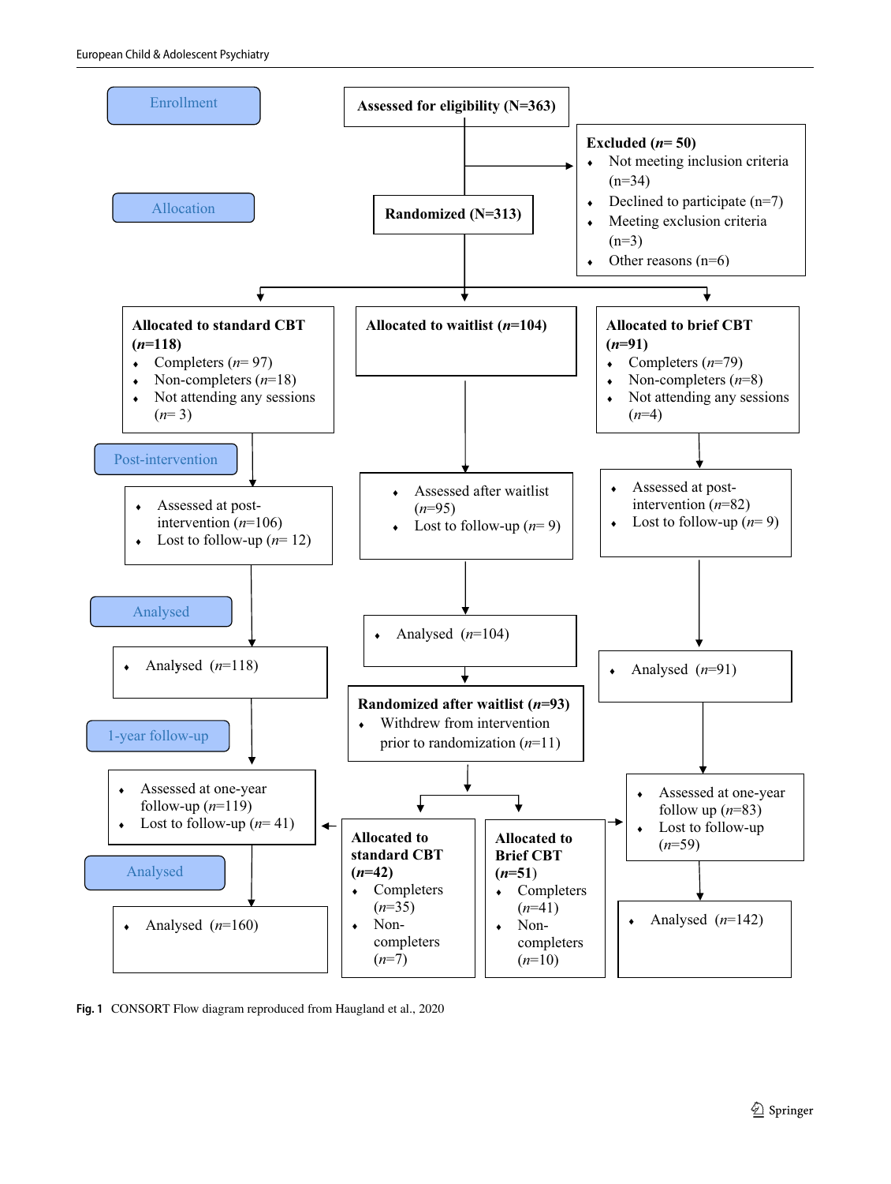**Enrollment**

**Assessed for eligibility (N=363)**

**Excluded (*n*= 50)**
- Not meeting inclusion criteria (n=34)
- Declined to participate (n=7)
- Meeting exclusion criteria (n=3)
- Other reasons (n=6)

**Allocation**

**Randomized (N=313)**

**Allocated to standard CBT (*n*=118)**
- Completers (*n*= 97)
- Non-completers (*n*=18)
- Not attending any sessions (*n*= 3)

**Allocated to waitlist (*n*=104)**

**Allocated to brief CBT (*n*=91)**
- Completers (*n*=79)
- Non-completers (*n*=8)
- Not attending any sessions (*n*=4)

**Post-intervention**

Standard CBT:
- Assessed at post-intervention (*n*=106)
- Lost to follow-up (*n*= 12)

Waitlist:
- Assessed after waitlist (*n*=95)
- Lost to follow-up (*n*= 9)

Brief CBT:
- Assessed at post-intervention (*n*=82)
- Lost to follow-up (*n*= 9)

**Analysed**

Standard CBT:
- Analysed (*n*=118)

Waitlist:
- Analysed (*n*=104)

Brief CBT:
- Analysed (*n*=91)

**Randomized after waitlist (*n*=93)**
- Withdrew from intervention prior to randomization (*n*=11)

**Allocated to standard CBT (*n*=42)**
- Completers (*n*=35)
- Non-completers (*n*=7)

**Allocated to Brief CBT (*n*=51)**
- Completers (*n*=41)
- Non-completers (*n*=10)

**1-year follow-up**

Standard CBT:
- Assessed at one-year follow-up (*n*=119)
- Lost to follow-up (*n*= 41)

Brief CBT:
- Assessed at one-year follow up (*n*=83)
- Lost to follow-up (*n*=59)

**Analysed**

Standard CBT:
- Analysed (*n*=160)

Brief CBT:
- Analysed (*n*=142)

**Fig. 1** CONSORT Flow diagram reproduced from Haugland et al., 2020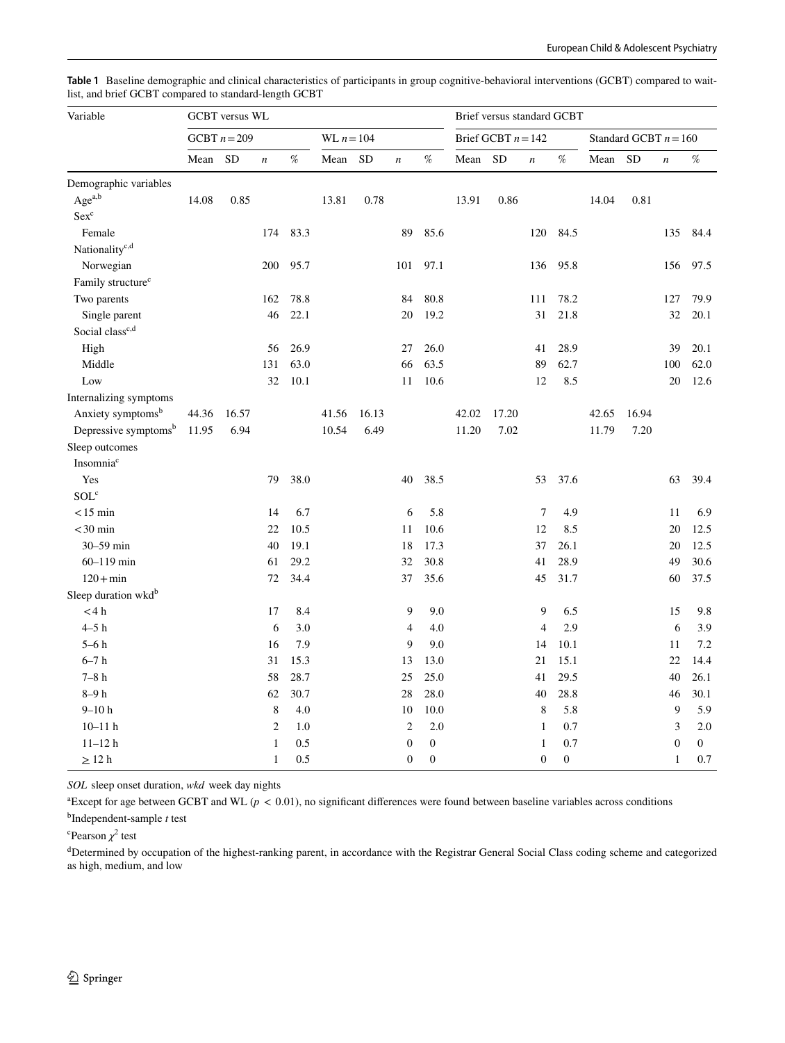**Table 1** Baseline demographic and clinical characteristics of participants in group cognitive-behavioral interventions (GCBT) compared to wait-list, and brief GCBT compared to standard-length GCBT

| Variable | GCBT versus WL | | | | | | | | Brief versus standard GCBT | | | | | | | |
|---|---|---|---|---|---|---|---|---|---|---|---|---|---|---|---|---|
| | GCBT $n = 209$ | | | | WL $n = 104$ | | | | Brief GCBT $n = 142$ | | | | Standard GCBT $n = 160$ | | | |
| | Mean | SD | $n$ | % | Mean | SD | $n$ | % | Mean | SD | $n$ | % | Mean | SD | $n$ | % |
| Demographic variables | | | | | | | | | | | | | | | | |
| Age[a,b] | 14.08 | 0.85 | | | 13.81 | 0.78 | | | 13.91 | 0.86 | | | 14.04 | 0.81 | | |
| Sex[c] | | | | | | | | | | | | | | | | |
| Female | | | 174 | 83.3 | | | 89 | 85.6 | | | 120 | 84.5 | | | 135 | 84.4 |
| Nationality[c,d] | | | | | | | | | | | | | | | | |
| Norwegian | | | 200 | 95.7 | | | 101 | 97.1 | | | 136 | 95.8 | | | 156 | 97.5 |
| Family structure[c] | | | | | | | | | | | | | | | | |
| Two parents | | | 162 | 78.8 | | | 84 | 80.8 | | | 111 | 78.2 | | | 127 | 79.9 |
| Single parent | | | 46 | 22.1 | | | 20 | 19.2 | | | 31 | 21.8 | | | 32 | 20.1 |
| Social class[c,d] | | | | | | | | | | | | | | | | |
| High | | | 56 | 26.9 | | | 27 | 26.0 | | | 41 | 28.9 | | | 39 | 20.1 |
| Middle | | | 131 | 63.0 | | | 66 | 63.5 | | | 89 | 62.7 | | | 100 | 62.0 |
| Low | | | 32 | 10.1 | | | 11 | 10.6 | | | 12 | 8.5 | | | 20 | 12.6 |
| Internalizing symptoms | | | | | | | | | | | | | | | | |
| Anxiety symptoms[b] | 44.36 | 16.57 | | | 41.56 | 16.13 | | | 42.02 | 17.20 | | | 42.65 | 16.94 | | |
| Depressive symptoms[b] | 11.95 | 6.94 | | | 10.54 | 6.49 | | | 11.20 | 7.02 | | | 11.79 | 7.20 | | |
| Sleep outcomes | | | | | | | | | | | | | | | | |
| Insomnia[c] | | | | | | | | | | | | | | | | |
| Yes | | | 79 | 38.0 | | | 40 | 38.5 | | | 53 | 37.6 | | | 63 | 39.4 |
| SOL[c] | | | | | | | | | | | | | | | | |
| < 15 min | | | 14 | 6.7 | | | 6 | 5.8 | | | 7 | 4.9 | | | 11 | 6.9 |
| < 30 min | | | 22 | 10.5 | | | 11 | 10.6 | | | 12 | 8.5 | | | 20 | 12.5 |
| 30–59 min | | | 40 | 19.1 | | | 18 | 17.3 | | | 37 | 26.1 | | | 20 | 12.5 |
| 60–119 min | | | 61 | 29.2 | | | 32 | 30.8 | | | 41 | 28.9 | | | 49 | 30.6 |
| 120 + min | | | 72 | 34.4 | | | 37 | 35.6 | | | 45 | 31.7 | | | 60 | 37.5 |
| Sleep duration wkd[b] | | | | | | | | | | | | | | | | |
| < 4 h | | | 17 | 8.4 | | | 9 | 9.0 | | | 9 | 6.5 | | | 15 | 9.8 |
| 4–5 h | | | 6 | 3.0 | | | 4 | 4.0 | | | 4 | 2.9 | | | 6 | 3.9 |
| 5–6 h | | | 16 | 7.9 | | | 9 | 9.0 | | | 14 | 10.1 | | | 11 | 7.2 |
| 6–7 h | | | 31 | 15.3 | | | 13 | 13.0 | | | 21 | 15.1 | | | 22 | 14.4 |
| 7–8 h | | | 58 | 28.7 | | | 25 | 25.0 | | | 41 | 29.5 | | | 40 | 26.1 |
| 8–9 h | | | 62 | 30.7 | | | 28 | 28.0 | | | 40 | 28.8 | | | 46 | 30.1 |
| 9–10 h | | | 8 | 4.0 | | | 10 | 10.0 | | | 8 | 5.8 | | | 9 | 5.9 |
| 10–11 h | | | 2 | 1.0 | | | 2 | 2.0 | | | 1 | 0.7 | | | 3 | 2.0 |
| 11–12 h | | | 1 | 0.5 | | | 0 | 0 | | | 1 | 0.7 | | | 0 | 0 |
| ≥ 12 h | | | 1 | 0.5 | | | 0 | 0 | | | 0 | 0 | | | 1 | 0.7 |

*SOL* sleep onset duration, *wkd* week day nights

[a]Except for age between GCBT and WL ($p < 0.01$), no significant differences were found between baseline variables across conditions

[b]Independent-sample *t* test

[c]Pearson $\chi^2$ test

[d]Determined by occupation of the highest-ranking parent, in accordance with the Registrar General Social Class coding scheme and categorized as high, medium, and low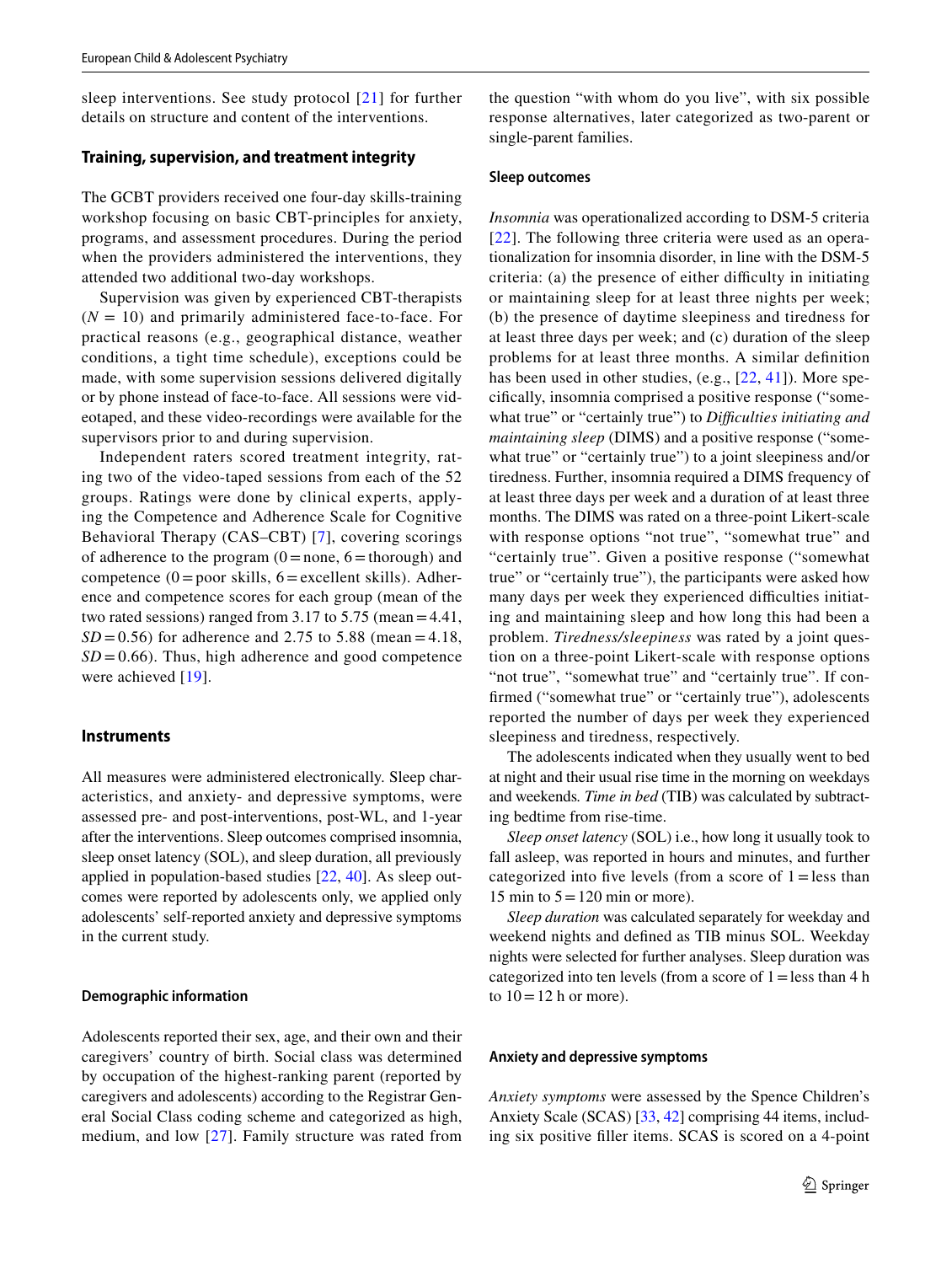sleep interventions. See study protocol [21] for further details on structure and content of the interventions.

### Training, supervision, and treatment integrity

The GCBT providers received one four-day skills-training workshop focusing on basic CBT-principles for anxiety, programs, and assessment procedures. During the period when the providers administered the interventions, they attended two additional two-day workshops.

Supervision was given by experienced CBT-therapists (*N* = 10) and primarily administered face-to-face. For practical reasons (e.g., geographical distance, weather conditions, a tight time schedule), exceptions could be made, with some supervision sessions delivered digitally or by phone instead of face-to-face. All sessions were videotaped, and these video-recordings were available for the supervisors prior to and during supervision.

Independent raters scored treatment integrity, rating two of the video-taped sessions from each of the 52 groups. Ratings were done by clinical experts, applying the Competence and Adherence Scale for Cognitive Behavioral Therapy (CAS–CBT) [7], covering scorings of adherence to the program (0 = none, 6 = thorough) and competence (0 = poor skills, 6 = excellent skills). Adherence and competence scores for each group (mean of the two rated sessions) ranged from 3.17 to 5.75 (mean = 4.41, *SD* = 0.56) for adherence and 2.75 to 5.88 (mean = 4.18, *SD* = 0.66). Thus, high adherence and good competence were achieved [19].

### Instruments

All measures were administered electronically. Sleep characteristics, and anxiety- and depressive symptoms, were assessed pre- and post-interventions, post-WL, and 1-year after the interventions. Sleep outcomes comprised insomnia, sleep onset latency (SOL), and sleep duration, all previously applied in population-based studies [22, 40]. As sleep outcomes were reported by adolescents only, we applied only adolescents' self-reported anxiety and depressive symptoms in the current study.

#### Demographic information

Adolescents reported their sex, age, and their own and their caregivers' country of birth. Social class was determined by occupation of the highest-ranking parent (reported by caregivers and adolescents) according to the Registrar General Social Class coding scheme and categorized as high, medium, and low [27]. Family structure was rated from the question "with whom do you live", with six possible response alternatives, later categorized as two-parent or single-parent families.

#### Sleep outcomes

*Insomnia* was operationalized according to DSM-5 criteria [22]. The following three criteria were used as an operationalization for insomnia disorder, in line with the DSM-5 criteria: (a) the presence of either difficulty in initiating or maintaining sleep for at least three nights per week; (b) the presence of daytime sleepiness and tiredness for at least three days per week; and (c) duration of the sleep problems for at least three months. A similar definition has been used in other studies, (e.g., [22, 41]). More specifically, insomnia comprised a positive response ("somewhat true" or "certainly true") to *Difficulties initiating and maintaining sleep* (DIMS) and a positive response ("somewhat true" or "certainly true") to a joint sleepiness and/or tiredness. Further, insomnia required a DIMS frequency of at least three days per week and a duration of at least three months. The DIMS was rated on a three-point Likert-scale with response options "not true", "somewhat true" and "certainly true". Given a positive response ("somewhat true" or "certainly true"), the participants were asked how many days per week they experienced difficulties initiating and maintaining sleep and how long this had been a problem. *Tiredness/sleepiness* was rated by a joint question on a three-point Likert-scale with response options "not true", "somewhat true" and "certainly true". If confirmed ("somewhat true" or "certainly true"), adolescents reported the number of days per week they experienced sleepiness and tiredness, respectively.

The adolescents indicated when they usually went to bed at night and their usual rise time in the morning on weekdays and weekends. *Time in bed* (TIB) was calculated by subtracting bedtime from rise-time.

*Sleep onset latency* (SOL) i.e., how long it usually took to fall asleep, was reported in hours and minutes, and further categorized into five levels (from a score of 1 = less than 15 min to 5 = 120 min or more).

*Sleep duration* was calculated separately for weekday and weekend nights and defined as TIB minus SOL. Weekday nights were selected for further analyses. Sleep duration was categorized into ten levels (from a score of 1 = less than 4 h to 10 = 12 h or more).

#### Anxiety and depressive symptoms

*Anxiety symptoms* were assessed by the Spence Children's Anxiety Scale (SCAS) [33, 42] comprising 44 items, including six positive filler items. SCAS is scored on a 4-point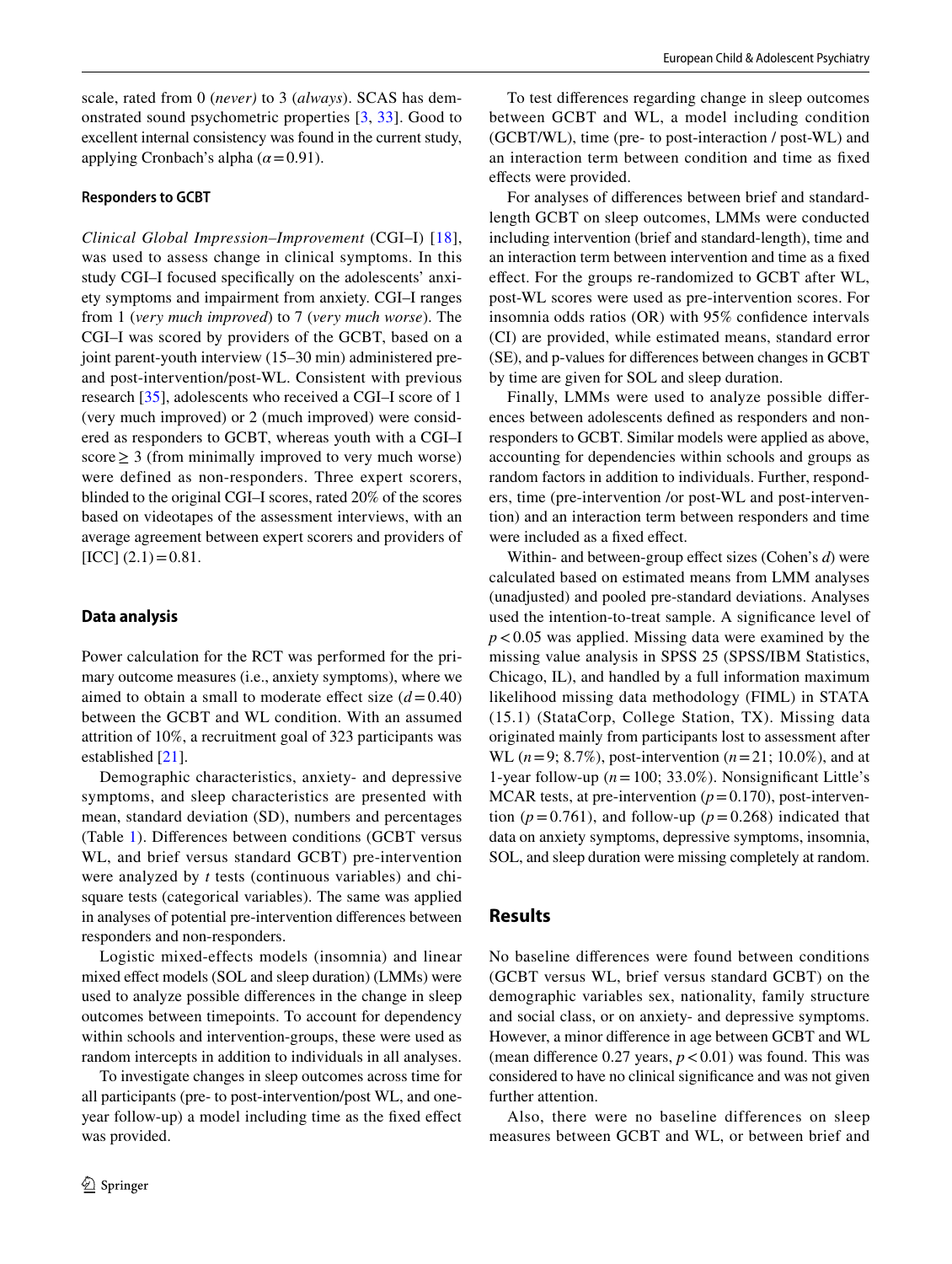scale, rated from 0 (*never*) to 3 (*always*). SCAS has demonstrated sound psychometric properties [3, 33]. Good to excellent internal consistency was found in the current study, applying Cronbach's alpha ($\alpha = 0.91$).

#### Responders to GCBT

*Clinical Global Impression–Improvement* (CGI–I) [18], was used to assess change in clinical symptoms. In this study CGI–I focused specifically on the adolescents' anxiety symptoms and impairment from anxiety. CGI–I ranges from 1 (*very much improved*) to 7 (*very much worse*). The CGI–I was scored by providers of the GCBT, based on a joint parent-youth interview (15–30 min) administered pre- and post-intervention/post-WL. Consistent with previous research [35], adolescents who received a CGI–I score of 1 (very much improved) or 2 (much improved) were considered as responders to GCBT, whereas youth with a CGI–I score ≥ 3 (from minimally improved to very much worse) were defined as non-responders. Three expert scorers, blinded to the original CGI–I scores, rated 20% of the scores based on videotapes of the assessment interviews, with an average agreement between expert scorers and providers of [ICC] (2.1) = 0.81.

### Data analysis

Power calculation for the RCT was performed for the primary outcome measures (i.e., anxiety symptoms), where we aimed to obtain a small to moderate effect size ($d = 0.40$) between the GCBT and WL condition. With an assumed attrition of 10%, a recruitment goal of 323 participants was established [21].

Demographic characteristics, anxiety- and depressive symptoms, and sleep characteristics are presented with mean, standard deviation (SD), numbers and percentages (Table 1). Differences between conditions (GCBT versus WL, and brief versus standard GCBT) pre-intervention were analyzed by *t* tests (continuous variables) and chi-square tests (categorical variables). The same was applied in analyses of potential pre-intervention differences between responders and non-responders.

Logistic mixed-effects models (insomnia) and linear mixed effect models (SOL and sleep duration) (LMMs) were used to analyze possible differences in the change in sleep outcomes between timepoints. To account for dependency within schools and intervention-groups, these were used as random intercepts in addition to individuals in all analyses.

To investigate changes in sleep outcomes across time for all participants (pre- to post-intervention/post WL, and one-year follow-up) a model including time as the fixed effect was provided.

To test differences regarding change in sleep outcomes between GCBT and WL, a model including condition (GCBT/WL), time (pre- to post-interaction / post-WL) and an interaction term between condition and time as fixed effects were provided.

For analyses of differences between brief and standard-length GCBT on sleep outcomes, LMMs were conducted including intervention (brief and standard-length), time and an interaction term between intervention and time as a fixed effect. For the groups re-randomized to GCBT after WL, post-WL scores were used as pre-intervention scores. For insomnia odds ratios (OR) with 95% confidence intervals (CI) are provided, while estimated means, standard error (SE), and p-values for differences between changes in GCBT by time are given for SOL and sleep duration.

Finally, LMMs were used to analyze possible differences between adolescents defined as responders and non-responders to GCBT. Similar models were applied as above, accounting for dependencies within schools and groups as random factors in addition to individuals. Further, responders, time (pre-intervention /or post-WL and post-intervention) and an interaction term between responders and time were included as a fixed effect.

Within- and between-group effect sizes (Cohen's *d*) were calculated based on estimated means from LMM analyses (unadjusted) and pooled pre-standard deviations. Analyses used the intention-to-treat sample. A significance level of $p < 0.05$ was applied. Missing data were examined by the missing value analysis in SPSS 25 (SPSS/IBM Statistics, Chicago, IL), and handled by a full information maximum likelihood missing data methodology (FIML) in STATA (15.1) (StataCorp, College Station, TX). Missing data originated mainly from participants lost to assessment after WL ($n = 9$; 8.7%), post-intervention ($n = 21$; 10.0%), and at 1-year follow-up ($n = 100$; 33.0%). Nonsignificant Little's MCAR tests, at pre-intervention ($p = 0.170$), post-intervention ($p = 0.761$), and follow-up ($p = 0.268$) indicated that data on anxiety symptoms, depressive symptoms, insomnia, SOL, and sleep duration were missing completely at random.

## Results

No baseline differences were found between conditions (GCBT versus WL, brief versus standard GCBT) on the demographic variables sex, nationality, family structure and social class, or on anxiety- and depressive symptoms. However, a minor difference in age between GCBT and WL (mean difference 0.27 years, $p < 0.01$) was found. This was considered to have no clinical significance and was not given further attention.

Also, there were no baseline differences on sleep measures between GCBT and WL, or between brief and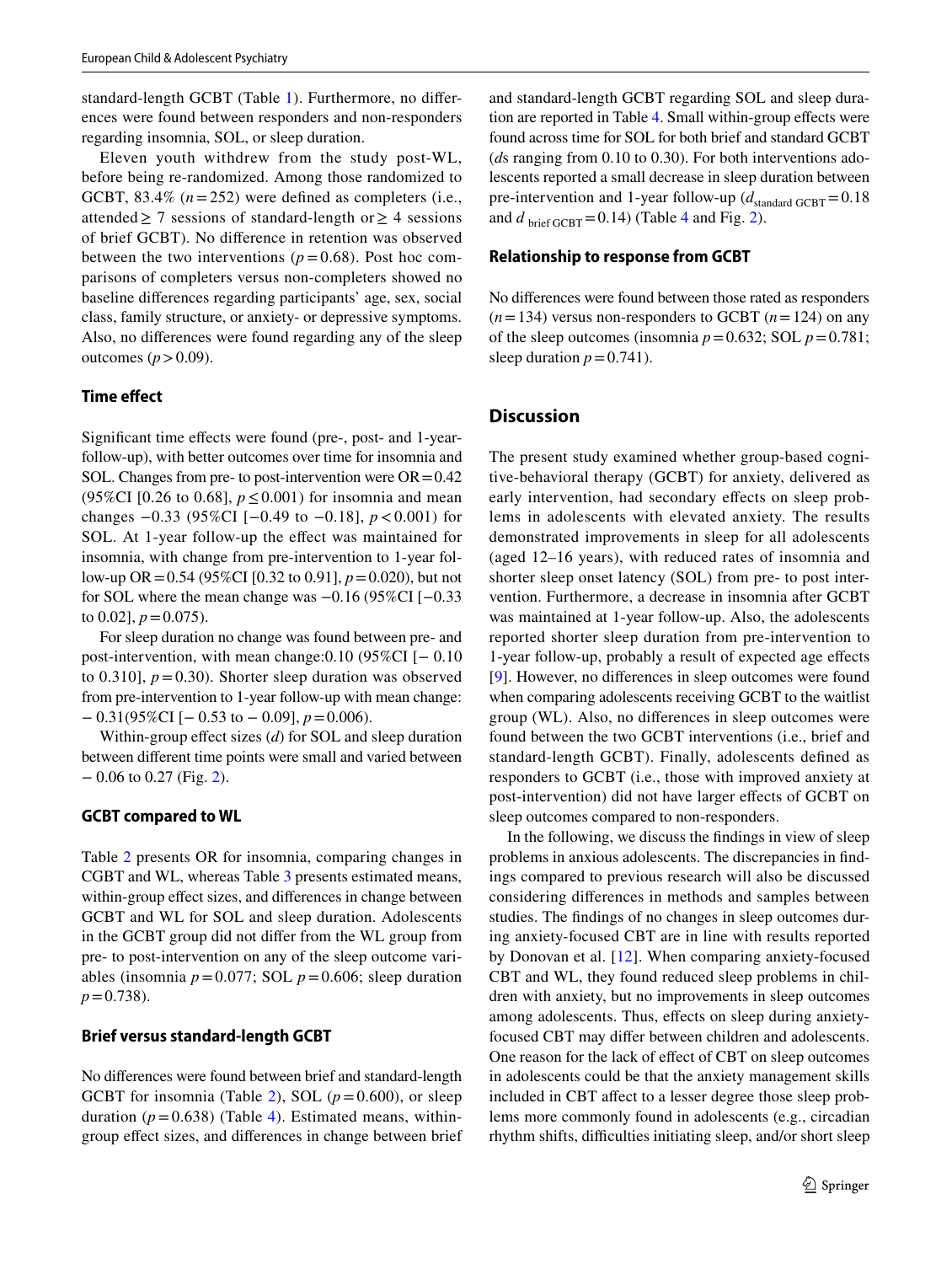standard-length GCBT (Table 1). Furthermore, no differences were found between responders and non-responders regarding insomnia, SOL, or sleep duration.

Eleven youth withdrew from the study post-WL, before being re-randomized. Among those randomized to GCBT, 83.4% ($n = 252$) were defined as completers (i.e., attended ≥ 7 sessions of standard-length or ≥ 4 sessions of brief GCBT). No difference in retention was observed between the two interventions ($p = 0.68$). Post hoc comparisons of completers versus non-completers showed no baseline differences regarding participants' age, sex, social class, family structure, or anxiety- or depressive symptoms. Also, no differences were found regarding any of the sleep outcomes ($p > 0.09$).

### Time effect

Significant time effects were found (pre-, post- and 1-year-follow-up), with better outcomes over time for insomnia and SOL. Changes from pre- to post-intervention were OR = 0.42 (95%CI [0.26 to 0.68], $p \leq 0.001$) for insomnia and mean changes −0.33 (95%CI [−0.49 to −0.18], $p < 0.001$) for SOL. At 1-year follow-up the effect was maintained for insomnia, with change from pre-intervention to 1-year follow-up OR = 0.54 (95%CI [0.32 to 0.91], $p = 0.020$), but not for SOL where the mean change was −0.16 (95%CI [−0.33 to 0.02], $p = 0.075$).

For sleep duration no change was found between pre- and post-intervention, with mean change:0.10 (95%CI [− 0.10 to 0.310], $p = 0.30$). Shorter sleep duration was observed from pre-intervention to 1-year follow-up with mean change: − 0.31(95%CI [− 0.53 to − 0.09], $p = 0.006$).

Within-group effect sizes ($d$) for SOL and sleep duration between different time points were small and varied between − 0.06 to 0.27 (Fig. 2).

### GCBT compared to WL

Table 2 presents OR for insomnia, comparing changes in CGBT and WL, whereas Table 3 presents estimated means, within-group effect sizes, and differences in change between GCBT and WL for SOL and sleep duration. Adolescents in the GCBT group did not differ from the WL group from pre- to post-intervention on any of the sleep outcome variables (insomnia $p = 0.077$; SOL $p = 0.606$; sleep duration $p = 0.738$).

### Brief versus standard-length GCBT

No differences were found between brief and standard-length GCBT for insomnia (Table 2), SOL ($p = 0.600$), or sleep duration ($p = 0.638$) (Table 4). Estimated means, within-group effect sizes, and differences in change between brief and standard-length GCBT regarding SOL and sleep duration are reported in Table 4. Small within-group effects were found across time for SOL for both brief and standard GCBT ($d$s ranging from 0.10 to 0.30). For both interventions adolescents reported a small decrease in sleep duration between pre-intervention and 1-year follow-up ($d_{\text{standard GCBT}} = 0.18$ and $d_{\text{brief GCBT}} = 0.14$) (Table 4 and Fig. 2).

### Relationship to response from GCBT

No differences were found between those rated as responders ($n = 134$) versus non-responders to GCBT ($n = 124$) on any of the sleep outcomes (insomnia $p = 0.632$; SOL $p = 0.781$; sleep duration $p = 0.741$).

## Discussion

The present study examined whether group-based cognitive-behavioral therapy (GCBT) for anxiety, delivered as early intervention, had secondary effects on sleep problems in adolescents with elevated anxiety. The results demonstrated improvements in sleep for all adolescents (aged 12–16 years), with reduced rates of insomnia and shorter sleep onset latency (SOL) from pre- to post intervention. Furthermore, a decrease in insomnia after GCBT was maintained at 1-year follow-up. Also, the adolescents reported shorter sleep duration from pre-intervention to 1-year follow-up, probably a result of expected age effects [9]. However, no differences in sleep outcomes were found when comparing adolescents receiving GCBT to the waitlist group (WL). Also, no differences in sleep outcomes were found between the two GCBT interventions (i.e., brief and standard-length GCBT). Finally, adolescents defined as responders to GCBT (i.e., those with improved anxiety at post-intervention) did not have larger effects of GCBT on sleep outcomes compared to non-responders.

In the following, we discuss the findings in view of sleep problems in anxious adolescents. The discrepancies in findings compared to previous research will also be discussed considering differences in methods and samples between studies. The findings of no changes in sleep outcomes during anxiety-focused CBT are in line with results reported by Donovan et al. [12]. When comparing anxiety-focused CBT and WL, they found reduced sleep problems in children with anxiety, but no improvements in sleep outcomes among adolescents. Thus, effects on sleep during anxiety-focused CBT may differ between children and adolescents. One reason for the lack of effect of CBT on sleep outcomes in adolescents could be that the anxiety management skills included in CBT affect to a lesser degree those sleep problems more commonly found in adolescents (e.g., circadian rhythm shifts, difficulties initiating sleep, and/or short sleep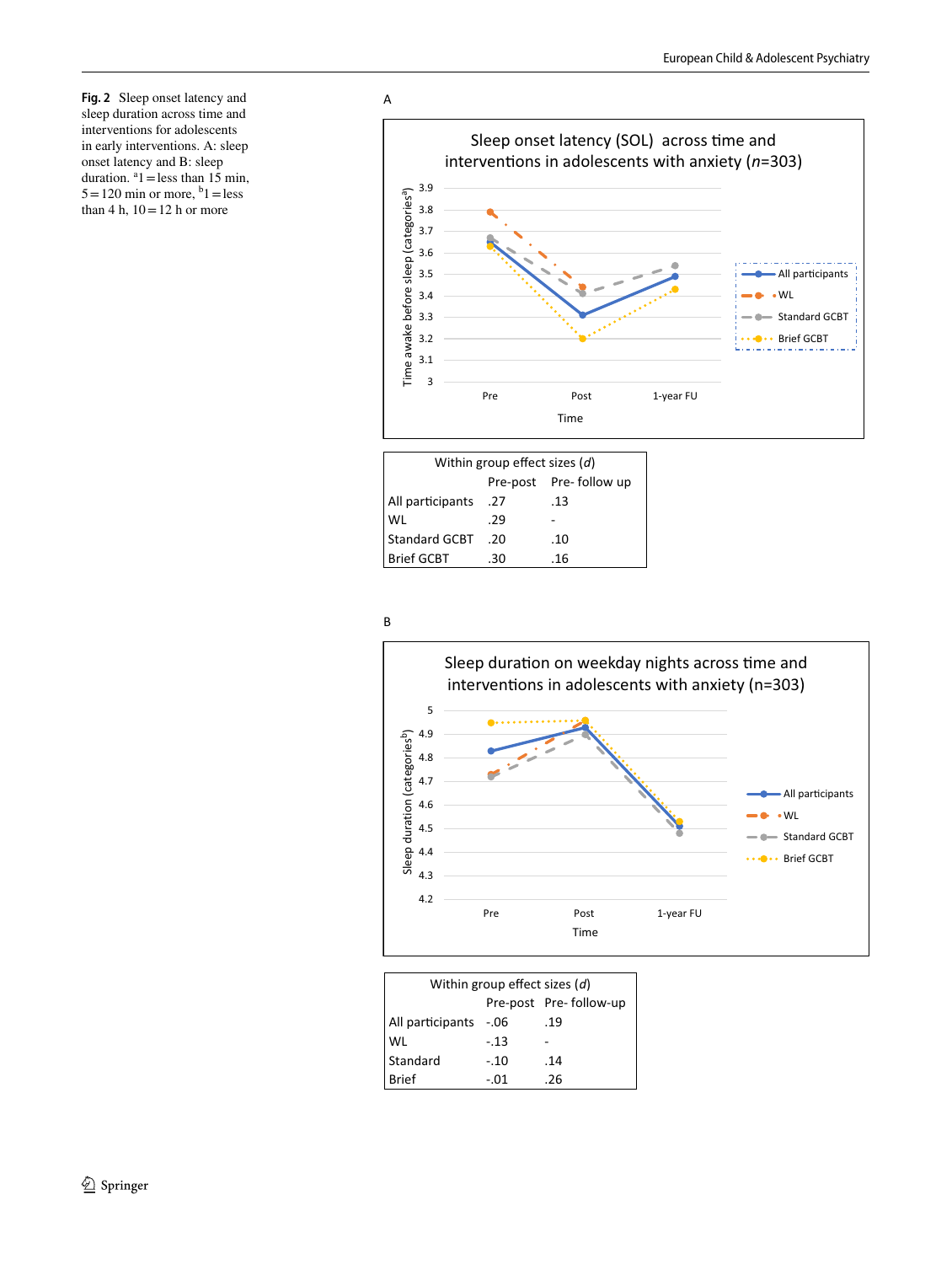**Fig. 2** Sleep onset latency and sleep duration across time and interventions for adolescents in early interventions. A: sleep onset latency and B: sleep duration. [a]1 = less than 15 min, 5 = 120 min or more, [b]1 = less than 4 h, 10 = 12 h or more

A

Sleep onset latency (SOL) across time and interventions in adolescents with anxiety (*n*=303)

| Within group effect sizes (*d*) | Pre-post | Pre- follow up |
|---|---|---|
| All participants | .27 | .13 |
| WL | .29 | - |
| Standard GCBT | .20 | .10 |
| Brief GCBT | .30 | .16 |

B

Sleep duration on weekday nights across time and interventions in adolescents with anxiety (n=303)

| Within group effect sizes (*d*) | Pre-post | Pre- follow-up |
|---|---|---|
| All participants | -.06 | .19 |
| WL | -.13 | - |
| Standard | -.10 | .14 |
| Brief | -.01 | .26 |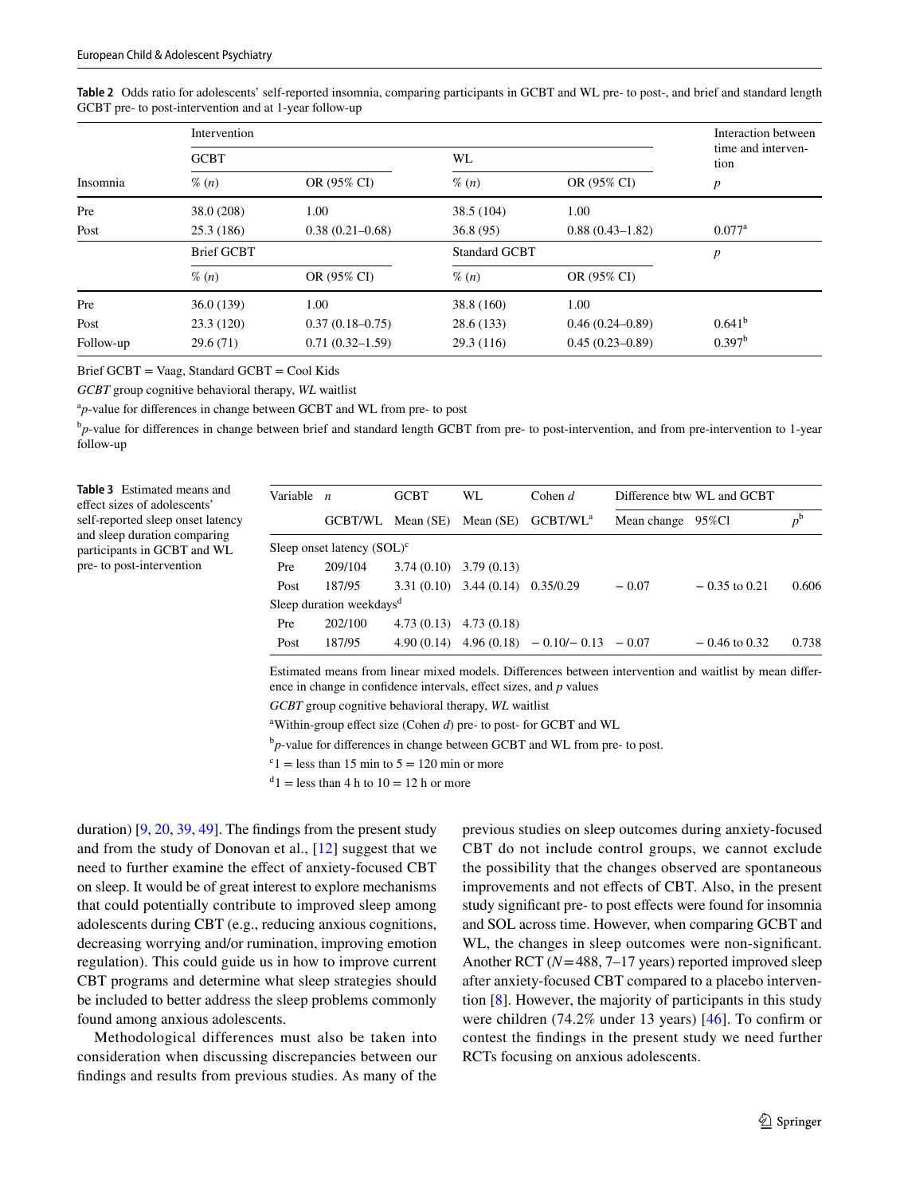**Table 2** Odds ratio for adolescents' self-reported insomnia, comparing participants in GCBT and WL pre- to post-, and brief and standard length GCBT pre- to post-intervention and at 1-year follow-up

| Insomnia | Intervention | | | | Interaction between time and intervention |
|---|---|---|---|---|---|
| | GCBT | | WL | | |
| | % (n) | OR (95% CI) | % (n) | OR (95% CI) | p |
| Pre | 38.0 (208) | 1.00 | 38.5 (104) | 1.00 | |
| Post | 25.3 (186) | 0.38 (0.21–0.68) | 36.8 (95) | 0.88 (0.43–1.82) | 0.077[a] |
| | Brief GCBT | | Standard GCBT | | p |
| | % (n) | OR (95% CI) | % (n) | OR (95% CI) | |
| Pre | 36.0 (139) | 1.00 | 38.8 (160) | 1.00 | |
| Post | 23.3 (120) | 0.37 (0.18–0.75) | 28.6 (133) | 0.46 (0.24–0.89) | 0.641[b] |
| Follow-up | 29.6 (71) | 0.71 (0.32–1.59) | 29.3 (116) | 0.45 (0.23–0.89) | 0.397[b] |

Brief GCBT = Vaag, Standard GCBT = Cool Kids

*GCBT* group cognitive behavioral therapy, *WL* waitlist

[a] *p*-value for differences in change between GCBT and WL from pre- to post

[b] *p*-value for differences in change between brief and standard length GCBT from pre- to post-intervention, and from pre-intervention to 1-year follow-up

**Table 3** Estimated means and effect sizes of adolescents' self-reported sleep onset latency and sleep duration comparing participants in GCBT and WL pre- to post-intervention

| Variable | n | GCBT | WL | Cohen d | Difference btw WL and GCBT | | |
|---|---|---|---|---|---|---|---|
| | GCBT/WL | Mean (SE) | Mean (SE) | GCBT/WL[a] | Mean change | 95%Cl | p[b] |
| Sleep onset latency (SOL)[c] | | | | | | | |
| Pre | 209/104 | 3.74 (0.10) | 3.79 (0.13) | | | | |
| Post | 187/95 | 3.31 (0.10) | 3.44 (0.14) | 0.35/0.29 | − 0.07 | − 0.35 to 0.21 | 0.606 |
| Sleep duration weekdays[d] | | | | | | | |
| Pre | 202/100 | 4.73 (0.13) | 4.73 (0.18) | | | | |
| Post | 187/95 | 4.90 (0.14) | 4.96 (0.18) | − 0.10/− 0.13 | − 0.07 | − 0.46 to 0.32 | 0.738 |

Estimated means from linear mixed models. Differences between intervention and waitlist by mean difference in change in confidence intervals, effect sizes, and *p* values

*GCBT* group cognitive behavioral therapy, *WL* waitlist

[a] Within-group effect size (Cohen *d*) pre- to post- for GCBT and WL

[b] *p*-value for differences in change between GCBT and WL from pre- to post.

[c] 1 = less than 15 min to 5 = 120 min or more

[d] 1 = less than 4 h to 10 = 12 h or more

duration) [9, 20, 39, 49]. The findings from the present study and from the study of Donovan et al., [12] suggest that we need to further examine the effect of anxiety-focused CBT on sleep. It would be of great interest to explore mechanisms that could potentially contribute to improved sleep among adolescents during CBT (e.g., reducing anxious cognitions, decreasing worrying and/or rumination, improving emotion regulation). This could guide us in how to improve current CBT programs and determine what sleep strategies should be included to better address the sleep problems commonly found among anxious adolescents.

Methodological differences must also be taken into consideration when discussing discrepancies between our findings and results from previous studies. As many of the previous studies on sleep outcomes during anxiety-focused CBT do not include control groups, we cannot exclude the possibility that the changes observed are spontaneous improvements and not effects of CBT. Also, in the present study significant pre- to post effects were found for insomnia and SOL across time. However, when comparing GCBT and WL, the changes in sleep outcomes were non-significant. Another RCT ($N = 488$, 7–17 years) reported improved sleep after anxiety-focused CBT compared to a placebo intervention [8]. However, the majority of participants in this study were children (74.2% under 13 years) [46]. To confirm or contest the findings in the present study we need further RCTs focusing on anxious adolescents.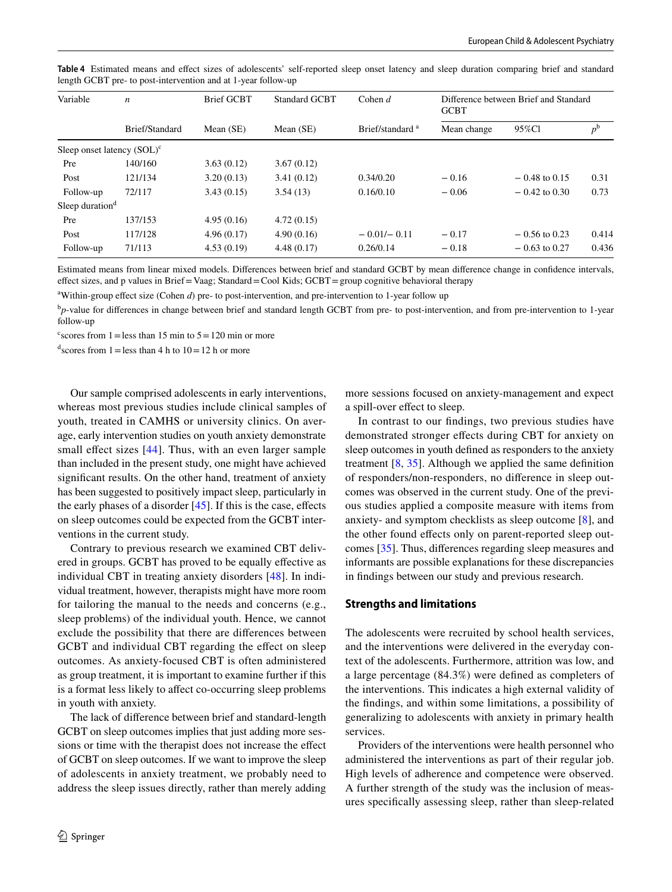**Table 4** Estimated means and effect sizes of adolescents' self-reported sleep onset latency and sleep duration comparing brief and standard length GCBT pre- to post-intervention and at 1-year follow-up

| Variable | *n* | Brief GCBT | Standard GCBT | Cohen *d* | Difference between Brief and Standard GCBT | | |
|---|---|---|---|---|---|---|---|
| | Brief/Standard | Mean (SE) | Mean (SE) | Brief/standard [a] | Mean change | 95%Cl | $p^b$ |
| Sleep onset latency (SOL)[c] | | | | | | | |
| Pre | 140/160 | 3.63 (0.12) | 3.67 (0.12) | | | | |
| Post | 121/134 | 3.20 (0.13) | 3.41 (0.12) | 0.34/0.20 | − 0.16 | − 0.48 to 0.15 | 0.31 |
| Follow-up | 72/117 | 3.43 (0.15) | 3.54 (13) | 0.16/0.10 | − 0.06 | − 0.42 to 0.30 | 0.73 |
| Sleep duration[d] | | | | | | | |
| Pre | 137/153 | 4.95 (0.16) | 4.72 (0.15) | | | | |
| Post | 117/128 | 4.96 (0.17) | 4.90 (0.16) | − 0.01/− 0.11 | − 0.17 | − 0.56 to 0.23 | 0.414 |
| Follow-up | 71/113 | 4.53 (0.19) | 4.48 (0.17) | 0.26/0.14 | − 0.18 | − 0.63 to 0.27 | 0.436 |

Estimated means from linear mixed models. Differences between brief and standard GCBT by mean difference change in confidence intervals, effect sizes, and p values in Brief = Vaag; Standard = Cool Kids; GCBT = group cognitive behavioral therapy

[a]Within-group effect size (Cohen *d*) pre- to post-intervention, and pre-intervention to 1-year follow up

[b]*p*-value for differences in change between brief and standard length GCBT from pre- to post-intervention, and from pre-intervention to 1-year follow-up

[c]scores from 1 = less than 15 min to 5 = 120 min or more

[d]scores from 1 = less than 4 h to 10 = 12 h or more

Our sample comprised adolescents in early interventions, whereas most previous studies include clinical samples of youth, treated in CAMHS or university clinics. On average, early intervention studies on youth anxiety demonstrate small effect sizes [44]. Thus, with an even larger sample than included in the present study, one might have achieved significant results. On the other hand, treatment of anxiety has been suggested to positively impact sleep, particularly in the early phases of a disorder [45]. If this is the case, effects on sleep outcomes could be expected from the GCBT interventions in the current study.

Contrary to previous research we examined CBT delivered in groups. GCBT has proved to be equally effective as individual CBT in treating anxiety disorders [48]. In individual treatment, however, therapists might have more room for tailoring the manual to the needs and concerns (e.g., sleep problems) of the individual youth. Hence, we cannot exclude the possibility that there are differences between GCBT and individual CBT regarding the effect on sleep outcomes. As anxiety-focused CBT is often administered as group treatment, it is important to examine further if this is a format less likely to affect co-occurring sleep problems in youth with anxiety.

The lack of difference between brief and standard-length GCBT on sleep outcomes implies that just adding more sessions or time with the therapist does not increase the effect of GCBT on sleep outcomes. If we want to improve the sleep of adolescents in anxiety treatment, we probably need to address the sleep issues directly, rather than merely adding more sessions focused on anxiety-management and expect a spill-over effect to sleep.

In contrast to our findings, two previous studies have demonstrated stronger effects during CBT for anxiety on sleep outcomes in youth defined as responders to the anxiety treatment [8, 35]. Although we applied the same definition of responders/non-responders, no difference in sleep outcomes was observed in the current study. One of the previous studies applied a composite measure with items from anxiety- and symptom checklists as sleep outcome [8], and the other found effects only on parent-reported sleep outcomes [35]. Thus, differences regarding sleep measures and informants are possible explanations for these discrepancies in findings between our study and previous research.

### Strengths and limitations

The adolescents were recruited by school health services, and the interventions were delivered in the everyday context of the adolescents. Furthermore, attrition was low, and a large percentage (84.3%) were defined as completers of the interventions. This indicates a high external validity of the findings, and within some limitations, a possibility of generalizing to adolescents with anxiety in primary health services.

Providers of the interventions were health personnel who administered the interventions as part of their regular job. High levels of adherence and competence were observed. A further strength of the study was the inclusion of measures specifically assessing sleep, rather than sleep-related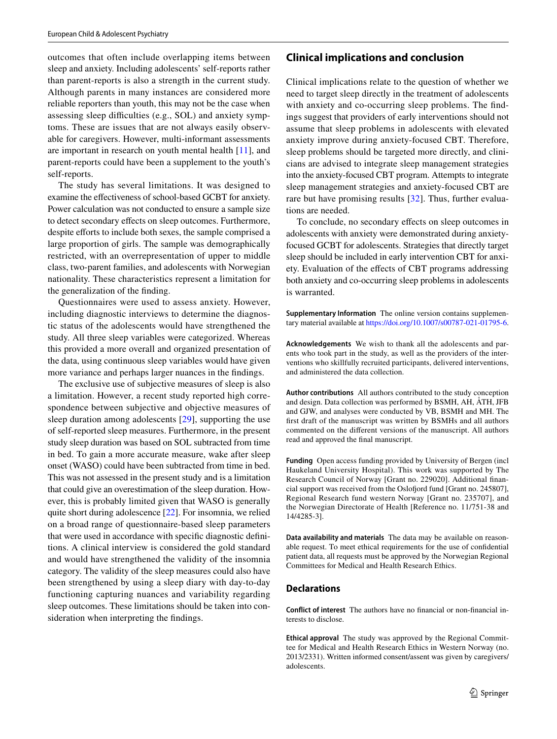outcomes that often include overlapping items between sleep and anxiety. Including adolescents' self-reports rather than parent-reports is also a strength in the current study. Although parents in many instances are considered more reliable reporters than youth, this may not be the case when assessing sleep difficulties (e.g., SOL) and anxiety symptoms. These are issues that are not always easily observable for caregivers. However, multi-informant assessments are important in research on youth mental health [11], and parent-reports could have been a supplement to the youth's self-reports.

The study has several limitations. It was designed to examine the effectiveness of school-based GCBT for anxiety. Power calculation was not conducted to ensure a sample size to detect secondary effects on sleep outcomes. Furthermore, despite efforts to include both sexes, the sample comprised a large proportion of girls. The sample was demographically restricted, with an overrepresentation of upper to middle class, two-parent families, and adolescents with Norwegian nationality. These characteristics represent a limitation for the generalization of the finding.

Questionnaires were used to assess anxiety. However, including diagnostic interviews to determine the diagnostic status of the adolescents would have strengthened the study. All three sleep variables were categorized. Whereas this provided a more overall and organized presentation of the data, using continuous sleep variables would have given more variance and perhaps larger nuances in the findings.

The exclusive use of subjective measures of sleep is also a limitation. However, a recent study reported high correspondence between subjective and objective measures of sleep duration among adolescents [29], supporting the use of self-reported sleep measures. Furthermore, in the present study sleep duration was based on SOL subtracted from time in bed. To gain a more accurate measure, wake after sleep onset (WASO) could have been subtracted from time in bed. This was not assessed in the present study and is a limitation that could give an overestimation of the sleep duration. However, this is probably limited given that WASO is generally quite short during adolescence [22]. For insomnia, we relied on a broad range of questionnaire-based sleep parameters that were used in accordance with specific diagnostic definitions. A clinical interview is considered the gold standard and would have strengthened the validity of the insomnia category. The validity of the sleep measures could also have been strengthened by using a sleep diary with day-to-day functioning capturing nuances and variability regarding sleep outcomes. These limitations should be taken into consideration when interpreting the findings.

## Clinical implications and conclusion

Clinical implications relate to the question of whether we need to target sleep directly in the treatment of adolescents with anxiety and co-occurring sleep problems. The findings suggest that providers of early interventions should not assume that sleep problems in adolescents with elevated anxiety improve during anxiety-focused CBT. Therefore, sleep problems should be targeted more directly, and clinicians are advised to integrate sleep management strategies into the anxiety-focused CBT program. Attempts to integrate sleep management strategies and anxiety-focused CBT are rare but have promising results [32]. Thus, further evaluations are needed.

To conclude, no secondary effects on sleep outcomes in adolescents with anxiety were demonstrated during anxiety-focused GCBT for adolescents. Strategies that directly target sleep should be included in early intervention CBT for anxiety. Evaluation of the effects of CBT programs addressing both anxiety and co-occurring sleep problems in adolescents is warranted.

**Supplementary Information** The online version contains supplementary material available at https://doi.org/10.1007/s00787-021-01795-6.

**Acknowledgements** We wish to thank all the adolescents and parents who took part in the study, as well as the providers of the interventions who skillfully recruited participants, delivered interventions, and administered the data collection.

**Author contributions** All authors contributed to the study conception and design. Data collection was performed by BSMH, AH, ÅTH, JFB and GJW, and analyses were conducted by VB, BSMH and MH. The first draft of the manuscript was written by BSMHs and all authors commented on the different versions of the manuscript. All authors read and approved the final manuscript.

**Funding** Open access funding provided by University of Bergen (incl Haukeland University Hospital). This work was supported by The Research Council of Norway [Grant no. 229020]. Additional financial support was received from the Oslofjord fund [Grant no. 245807], Regional Research fund western Norway [Grant no. 235707], and the Norwegian Directorate of Health [Reference no. 11/751-38 and 14/4285-3].

**Data availability and materials** The data may be available on reasonable request. To meet ethical requirements for the use of confidential patient data, all requests must be approved by the Norwegian Regional Committees for Medical and Health Research Ethics.

## Declarations

**Conflict of interest** The authors have no financial or non-financial interests to disclose.

**Ethical approval** The study was approved by the Regional Committee for Medical and Health Research Ethics in Western Norway (no. 2013/2331). Written informed consent/assent was given by caregivers/adolescents.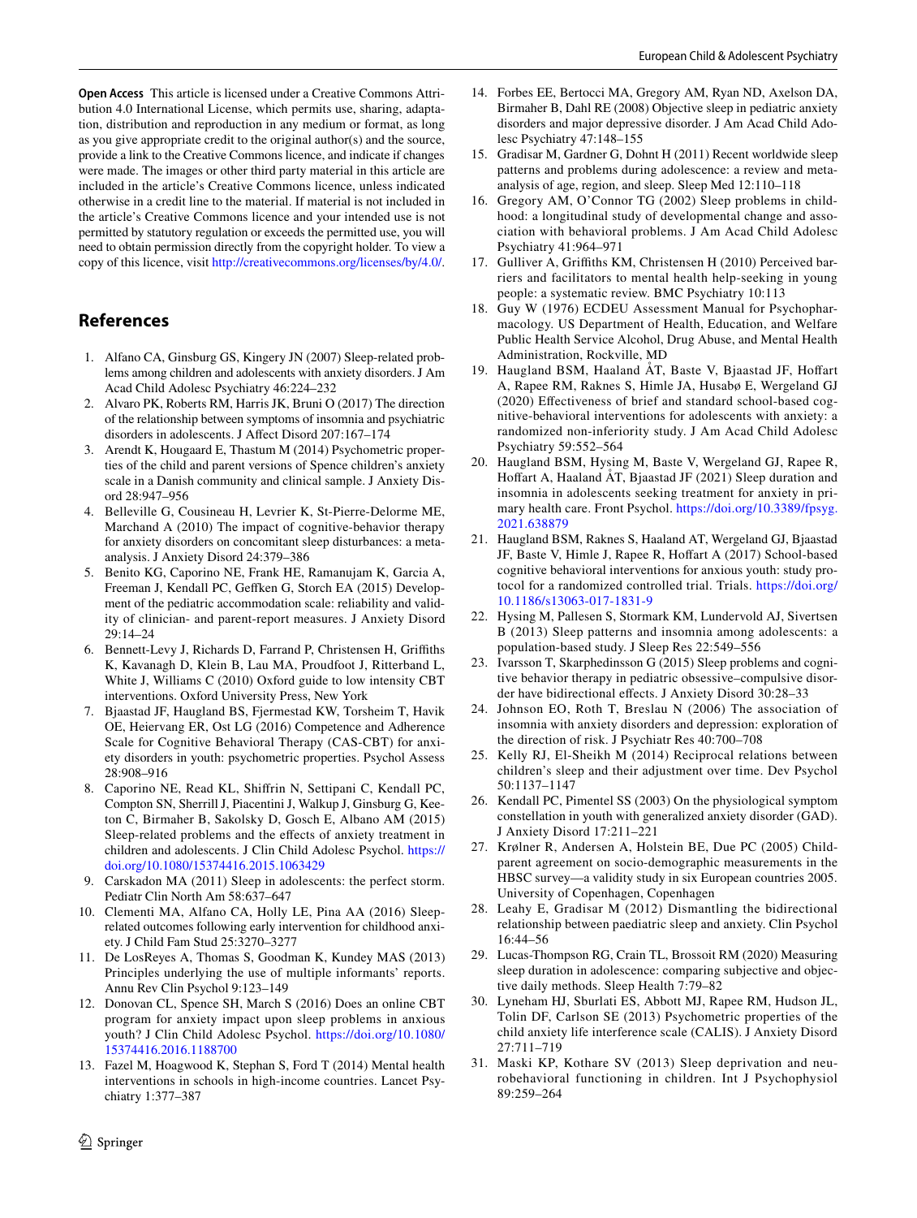**Open Access** This article is licensed under a Creative Commons Attribution 4.0 International License, which permits use, sharing, adaptation, distribution and reproduction in any medium or format, as long as you give appropriate credit to the original author(s) and the source, provide a link to the Creative Commons licence, and indicate if changes were made. The images or other third party material in this article are included in the article's Creative Commons licence, unless indicated otherwise in a credit line to the material. If material is not included in the article's Creative Commons licence and your intended use is not permitted by statutory regulation or exceeds the permitted use, you will need to obtain permission directly from the copyright holder. To view a copy of this licence, visit http://creativecommons.org/licenses/by/4.0/.

## References

1. Alfano CA, Ginsburg GS, Kingery JN (2007) Sleep-related problems among children and adolescents with anxiety disorders. J Am Acad Child Adolesc Psychiatry 46:224–232
2. Alvaro PK, Roberts RM, Harris JK, Bruni O (2017) The direction of the relationship between symptoms of insomnia and psychiatric disorders in adolescents. J Affect Disord 207:167–174
3. Arendt K, Hougaard E, Thastum M (2014) Psychometric properties of the child and parent versions of Spence children's anxiety scale in a Danish community and clinical sample. J Anxiety Disord 28:947–956
4. Belleville G, Cousineau H, Levrier K, St-Pierre-Delorme ME, Marchand A (2010) The impact of cognitive-behavior therapy for anxiety disorders on concomitant sleep disturbances: a meta-analysis. J Anxiety Disord 24:379–386
5. Benito KG, Caporino NE, Frank HE, Ramanujam K, Garcia A, Freeman J, Kendall PC, Geffken G, Storch EA (2015) Development of the pediatric accommodation scale: reliability and validity of clinician- and parent-report measures. J Anxiety Disord 29:14–24
6. Bennett-Levy J, Richards D, Farrand P, Christensen H, Griffiths K, Kavanagh D, Klein B, Lau MA, Proudfoot J, Ritterband L, White J, Williams C (2010) Oxford guide to low intensity CBT interventions. Oxford University Press, New York
7. Bjaastad JF, Haugland BS, Fjermestad KW, Torsheim T, Havik OE, Heiervang ER, Ost LG (2016) Competence and Adherence Scale for Cognitive Behavioral Therapy (CAS-CBT) for anxiety disorders in youth: psychometric properties. Psychol Assess 28:908–916
8. Caporino NE, Read KL, Shiffrin N, Settipani C, Kendall PC, Compton SN, Sherrill J, Piacentini J, Walkup J, Ginsburg G, Keeton C, Birmaher B, Sakolsky D, Gosch E, Albano AM (2015) Sleep-related problems and the effects of anxiety treatment in children and adolescents. J Clin Child Adolesc Psychol. https://doi.org/10.1080/15374416.2015.1063429
9. Carskadon MA (2011) Sleep in adolescents: the perfect storm. Pediatr Clin North Am 58:637–647
10. Clementi MA, Alfano CA, Holly LE, Pina AA (2016) Sleep-related outcomes following early intervention for childhood anxiety. J Child Fam Stud 25:3270–3277
11. De LosReyes A, Thomas S, Goodman K, Kundey MAS (2013) Principles underlying the use of multiple informants' reports. Annu Rev Clin Psychol 9:123–149
12. Donovan CL, Spence SH, March S (2016) Does an online CBT program for anxiety impact upon sleep problems in anxious youth? J Clin Child Adolesc Psychol. https://doi.org/10.1080/15374416.2016.1188700
13. Fazel M, Hoagwood K, Stephan S, Ford T (2014) Mental health interventions in schools in high-income countries. Lancet Psychiatry 1:377–387
14. Forbes EE, Bertocci MA, Gregory AM, Ryan ND, Axelson DA, Birmaher B, Dahl RE (2008) Objective sleep in pediatric anxiety disorders and major depressive disorder. J Am Acad Child Adolesc Psychiatry 47:148–155
15. Gradisar M, Gardner G, Dohnt H (2011) Recent worldwide sleep patterns and problems during adolescence: a review and meta-analysis of age, region, and sleep. Sleep Med 12:110–118
16. Gregory AM, O'Connor TG (2002) Sleep problems in childhood: a longitudinal study of developmental change and association with behavioral problems. J Am Acad Child Adolesc Psychiatry 41:964–971
17. Gulliver A, Griffiths KM, Christensen H (2010) Perceived barriers and facilitators to mental health help-seeking in young people: a systematic review. BMC Psychiatry 10:113
18. Guy W (1976) ECDEU Assessment Manual for Psychopharmacology. US Department of Health, Education, and Welfare Public Health Service Alcohol, Drug Abuse, and Mental Health Administration, Rockville, MD
19. Haugland BSM, Haaland ÅT, Baste V, Bjaastad JF, Hoffart A, Rapee RM, Raknes S, Himle JA, Husabø E, Wergeland GJ (2020) Effectiveness of brief and standard school-based cognitive-behavioral interventions for adolescents with anxiety: a randomized non-inferiority study. J Am Acad Child Adolesc Psychiatry 59:552–564
20. Haugland BSM, Hysing M, Baste V, Wergeland GJ, Rapee R, Hoffart A, Haaland ÅT, Bjaastad JF (2021) Sleep duration and insomnia in adolescents seeking treatment for anxiety in primary health care. Front Psychol. https://doi.org/10.3389/fpsyg.2021.638879
21. Haugland BSM, Raknes S, Haaland AT, Wergeland GJ, Bjaastad JF, Baste V, Himle J, Rapee R, Hoffart A (2017) School-based cognitive behavioral interventions for anxious youth: study protocol for a randomized controlled trial. Trials. https://doi.org/10.1186/s13063-017-1831-9
22. Hysing M, Pallesen S, Stormark KM, Lundervold AJ, Sivertsen B (2013) Sleep patterns and insomnia among adolescents: a population-based study. J Sleep Res 22:549–556
23. Ivarsson T, Skarphedinsson G (2015) Sleep problems and cognitive behavior therapy in pediatric obsessive–compulsive disorder have bidirectional effects. J Anxiety Disord 30:28–33
24. Johnson EO, Roth T, Breslau N (2006) The association of insomnia with anxiety disorders and depression: exploration of the direction of risk. J Psychiatr Res 40:700–708
25. Kelly RJ, El-Sheikh M (2014) Reciprocal relations between children's sleep and their adjustment over time. Dev Psychol 50:1137–1147
26. Kendall PC, Pimentel SS (2003) On the physiological symptom constellation in youth with generalized anxiety disorder (GAD). J Anxiety Disord 17:211–221
27. Krølner R, Andersen A, Holstein BE, Due PC (2005) Child-parent agreement on socio-demographic measurements in the HBSC survey—a validity study in six European countries 2005. University of Copenhagen, Copenhagen
28. Leahy E, Gradisar M (2012) Dismantling the bidirectional relationship between paediatric sleep and anxiety. Clin Psychol 16:44–56
29. Lucas-Thompson RG, Crain TL, Brossoit RM (2020) Measuring sleep duration in adolescence: comparing subjective and objective daily methods. Sleep Health 7:79–82
30. Lyneham HJ, Sburlati ES, Abbott MJ, Rapee RM, Hudson JL, Tolin DF, Carlson SE (2013) Psychometric properties of the child anxiety life interference scale (CALIS). J Anxiety Disord 27:711–719
31. Maski KP, Kothare SV (2013) Sleep deprivation and neurobehavioral functioning in children. Int J Psychophysiol 89:259–264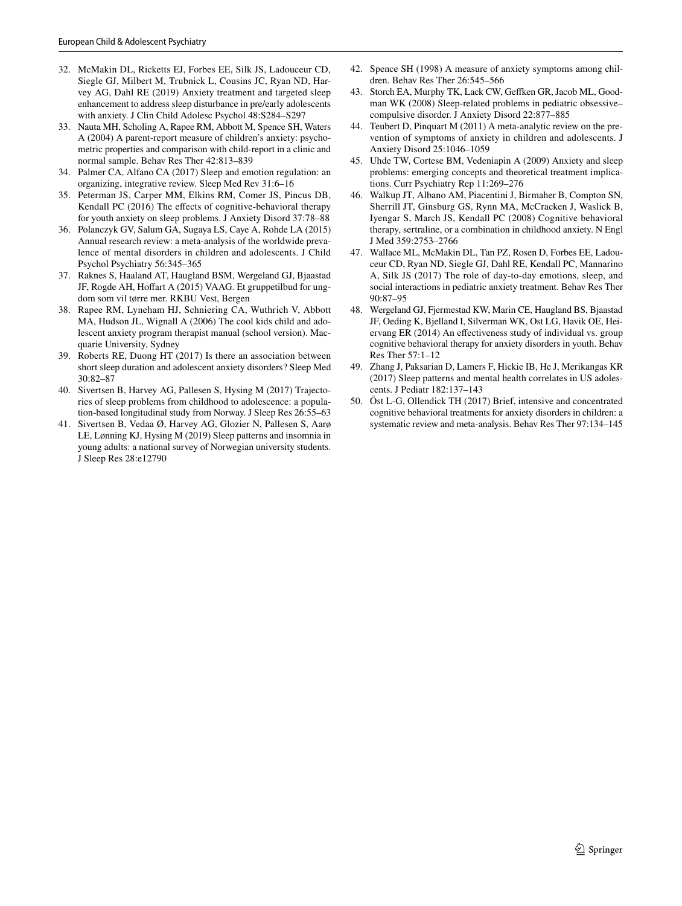32. McMakin DL, Ricketts EJ, Forbes EE, Silk JS, Ladouceur CD, Siegle GJ, Milbert M, Trubnick L, Cousins JC, Ryan ND, Harvey AG, Dahl RE (2019) Anxiety treatment and targeted sleep enhancement to address sleep disturbance in pre/early adolescents with anxiety. J Clin Child Adolesc Psychol 48:S284–S297
33. Nauta MH, Scholing A, Rapee RM, Abbott M, Spence SH, Waters A (2004) A parent-report measure of children's anxiety: psychometric properties and comparison with child-report in a clinic and normal sample. Behav Res Ther 42:813–839
34. Palmer CA, Alfano CA (2017) Sleep and emotion regulation: an organizing, integrative review. Sleep Med Rev 31:6–16
35. Peterman JS, Carper MM, Elkins RM, Comer JS, Pincus DB, Kendall PC (2016) The effects of cognitive-behavioral therapy for youth anxiety on sleep problems. J Anxiety Disord 37:78–88
36. Polanczyk GV, Salum GA, Sugaya LS, Caye A, Rohde LA (2015) Annual research review: a meta-analysis of the worldwide prevalence of mental disorders in children and adolescents. J Child Psychol Psychiatry 56:345–365
37. Raknes S, Haaland AT, Haugland BSM, Wergeland GJ, Bjaastad JF, Rogde AH, Hoffart A (2015) VAAG. Et gruppetilbud for ungdom som vil tørre mer. RKBU Vest, Bergen
38. Rapee RM, Lyneham HJ, Schniering CA, Wuthrich V, Abbott MA, Hudson JL, Wignall A (2006) The cool kids child and adolescent anxiety program therapist manual (school version). Macquarie University, Sydney
39. Roberts RE, Duong HT (2017) Is there an association between short sleep duration and adolescent anxiety disorders? Sleep Med 30:82–87
40. Sivertsen B, Harvey AG, Pallesen S, Hysing M (2017) Trajectories of sleep problems from childhood to adolescence: a population-based longitudinal study from Norway. J Sleep Res 26:55–63
41. Sivertsen B, Vedaa Ø, Harvey AG, Glozier N, Pallesen S, Aarø LE, Lønning KJ, Hysing M (2019) Sleep patterns and insomnia in young adults: a national survey of Norwegian university students. J Sleep Res 28:e12790
42. Spence SH (1998) A measure of anxiety symptoms among children. Behav Res Ther 26:545–566
43. Storch EA, Murphy TK, Lack CW, Geffken GR, Jacob ML, Goodman WK (2008) Sleep-related problems in pediatric obsessive–compulsive disorder. J Anxiety Disord 22:877–885
44. Teubert D, Pinquart M (2011) A meta-analytic review on the prevention of symptoms of anxiety in children and adolescents. J Anxiety Disord 25:1046–1059
45. Uhde TW, Cortese BM, Vedeniapin A (2009) Anxiety and sleep problems: emerging concepts and theoretical treatment implications. Curr Psychiatry Rep 11:269–276
46. Walkup JT, Albano AM, Piacentini J, Birmaher B, Compton SN, Sherrill JT, Ginsburg GS, Rynn MA, McCracken J, Waslick B, Iyengar S, March JS, Kendall PC (2008) Cognitive behavioral therapy, sertraline, or a combination in childhood anxiety. N Engl J Med 359:2753–2766
47. Wallace ML, McMakin DL, Tan PZ, Rosen D, Forbes EE, Ladouceur CD, Ryan ND, Siegle GJ, Dahl RE, Kendall PC, Mannarino A, Silk JS (2017) The role of day-to-day emotions, sleep, and social interactions in pediatric anxiety treatment. Behav Res Ther 90:87–95
48. Wergeland GJ, Fjermestad KW, Marin CE, Haugland BS, Bjaastad JF, Oeding K, Bjelland I, Silverman WK, Ost LG, Havik OE, Heiervang ER (2014) An effectiveness study of individual vs. group cognitive behavioral therapy for anxiety disorders in youth. Behav Res Ther 57:1–12
49. Zhang J, Paksarian D, Lamers F, Hickie IB, He J, Merikangas KR (2017) Sleep patterns and mental health correlates in US adolescents. J Pediatr 182:137–143
50. Öst L-G, Ollendick TH (2017) Brief, intensive and concentrated cognitive behavioral treatments for anxiety disorders in children: a systematic review and meta-analysis. Behav Res Ther 97:134–145